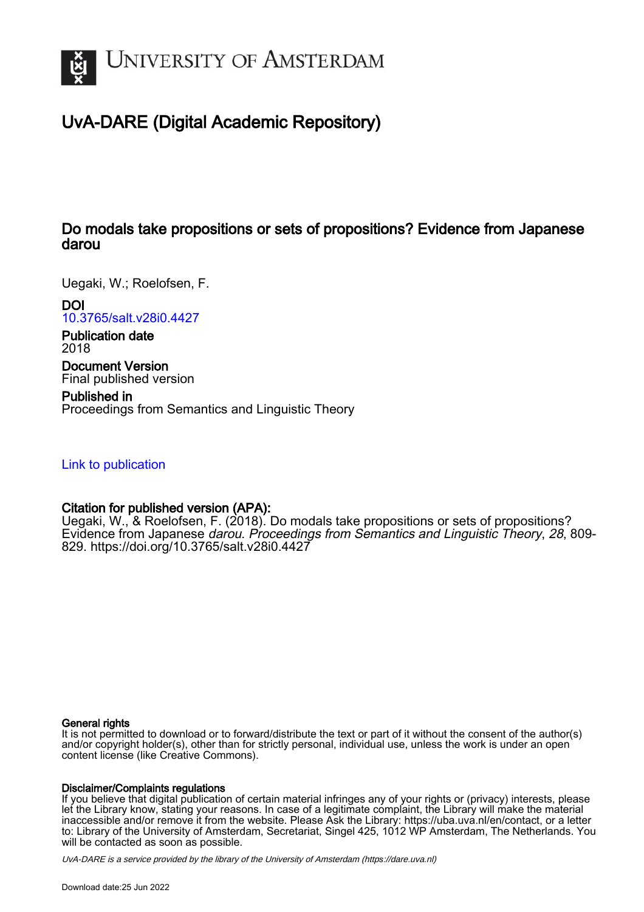# UNIVERSITY OF AMSTERDAM

## UvA-DARE (Digital Academic Repository)

### Do modals take propositions or sets of propositions? Evidence from Japanese darou

Uegaki, W.; Roelofsen, F.

**DOI**
10.3765/salt.v28i0.4427

**Publication date**
2018

**Document Version**
Final published version

**Published in**
Proceedings from Semantics and Linguistic Theory

Link to publication

**Citation for published version (APA):**
Uegaki, W., & Roelofsen, F. (2018). Do modals take propositions or sets of propositions? Evidence from Japanese *darou*. *Proceedings from Semantics and Linguistic Theory*, *28*, 809-829. https://doi.org/10.3765/salt.v28i0.4427

**General rights**
It is not permitted to download or to forward/distribute the text or part of it without the consent of the author(s) and/or copyright holder(s), other than for strictly personal, individual use, unless the work is under an open content license (like Creative Commons).

**Disclaimer/Complaints regulations**
If you believe that digital publication of certain material infringes any of your rights or (privacy) interests, please let the Library know, stating your reasons. In case of a legitimate complaint, the Library will make the material inaccessible and/or remove it from the website. Please Ask the Library: https://uba.uva.nl/en/contact, or a letter to: Library of the University of Amsterdam, Secretariat, Singel 425, 1012 WP Amsterdam, The Netherlands. You will be contacted as soon as possible.

*UvA-DARE is a service provided by the library of the University of Amsterdam (https://dare.uva.nl)*

Download date:25 Jun 2022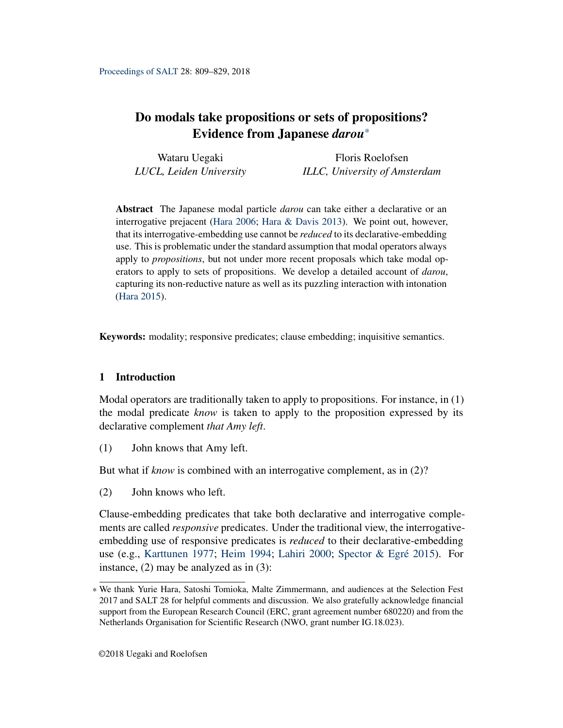# Do modals take propositions or sets of propositions? Evidence from Japanese *darou*[*]

Wataru Uegaki
*LUCL, Leiden University*

Floris Roelofsen
*ILLC, University of Amsterdam*

**Abstract** The Japanese modal particle *darou* can take either a declarative or an interrogative prejacent (Hara 2006; Hara & Davis 2013). We point out, however, that its interrogative-embedding use cannot be *reduced* to its declarative-embedding use. This is problematic under the standard assumption that modal operators always apply to *propositions*, but not under more recent proposals which take modal operators to apply to sets of propositions. We develop a detailed account of *darou*, capturing its non-reductive nature as well as its puzzling interaction with intonation (Hara 2015).

**Keywords:** modality; responsive predicates; clause embedding; inquisitive semantics.

## 1 Introduction

Modal operators are traditionally taken to apply to propositions. For instance, in (1) the modal predicate *know* is taken to apply to the proposition expressed by its declarative complement *that Amy left*.

(1) John knows that Amy left.

But what if *know* is combined with an interrogative complement, as in (2)?

(2) John knows who left.

Clause-embedding predicates that take both declarative and interrogative complements are called *responsive* predicates. Under the traditional view, the interrogative-embedding use of responsive predicates is *reduced* to their declarative-embedding use (e.g., Karttunen 1977; Heim 1994; Lahiri 2000; Spector & Egré 2015). For instance, (2) may be analyzed as in (3):

[*] We thank Yurie Hara, Satoshi Tomioka, Malte Zimmermann, and audiences at the Selection Fest 2017 and SALT 28 for helpful comments and discussion. We also gratefully acknowledge financial support from the European Research Council (ERC, grant agreement number 680220) and from the Netherlands Organisation for Scientific Research (NWO, grant number IG.18.023).

©2018 Uegaki and Roelofsen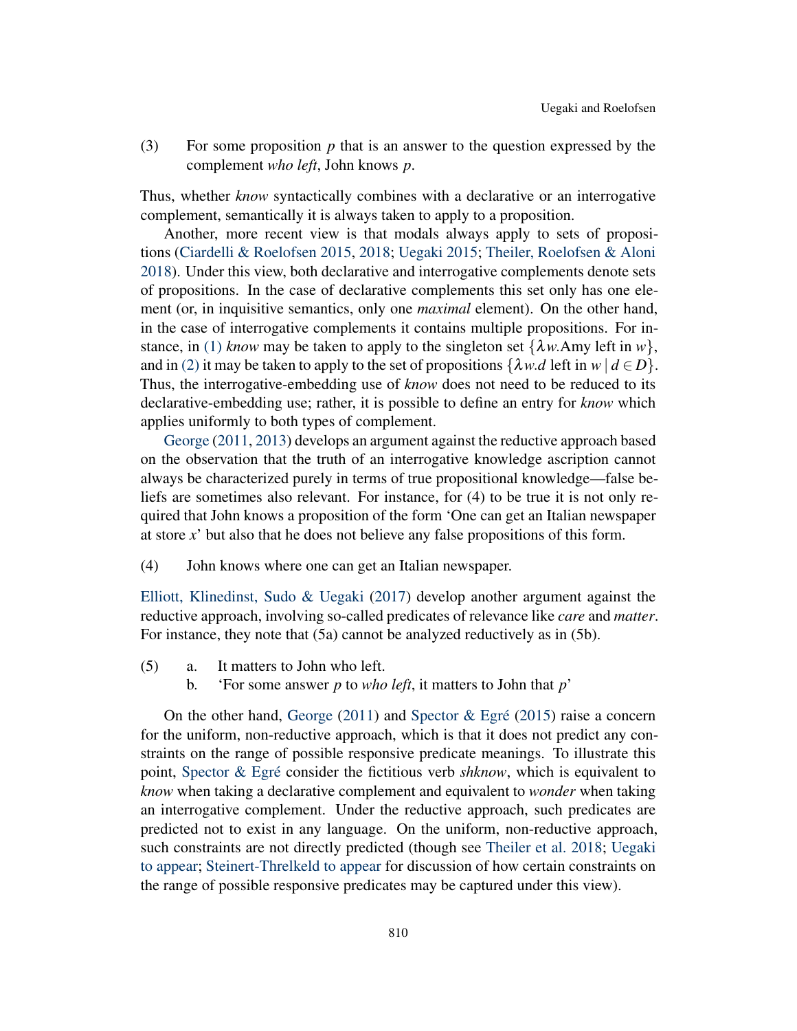(3) For some proposition $p$ that is an answer to the question expressed by the complement *who left*, John knows $p$.

Thus, whether *know* syntactically combines with a declarative or an interrogative complement, semantically it is always taken to apply to a proposition.

Another, more recent view is that modals always apply to sets of propositions (Ciardelli & Roelofsen 2015, 2018; Uegaki 2015; Theiler, Roelofsen & Aloni 2018). Under this view, both declarative and interrogative complements denote sets of propositions. In the case of declarative complements this set only has one element (or, in inquisitive semantics, only one *maximal* element). On the other hand, in the case of interrogative complements it contains multiple propositions. For instance, in (1) *know* may be taken to apply to the singleton set $\{\lambda w.\text{Amy left in } w\}$, and in (2) it may be taken to apply to the set of propositions $\{\lambda w.d \text{ left in } w \mid d \in D\}$. Thus, the interrogative-embedding use of *know* does not need to be reduced to its declarative-embedding use; rather, it is possible to define an entry for *know* which applies uniformly to both types of complement.

George (2011, 2013) develops an argument against the reductive approach based on the observation that the truth of an interrogative knowledge ascription cannot always be characterized purely in terms of true propositional knowledge—false beliefs are sometimes also relevant. For instance, for (4) to be true it is not only required that John knows a proposition of the form 'One can get an Italian newspaper at store $x$' but also that he does not believe any false propositions of this form.

(4) John knows where one can get an Italian newspaper.

Elliott, Klinedinst, Sudo & Uegaki (2017) develop another argument against the reductive approach, involving so-called predicates of relevance like *care* and *matter*. For instance, they note that (5a) cannot be analyzed reductively as in (5b).

(5) a. It matters to John who left.
    b. 'For some answer $p$ to *who left*, it matters to John that $p$'

On the other hand, George (2011) and Spector & Egré (2015) raise a concern for the uniform, non-reductive approach, which is that it does not predict any constraints on the range of possible responsive predicate meanings. To illustrate this point, Spector & Egré consider the fictitious verb *shknow*, which is equivalent to *know* when taking a declarative complement and equivalent to *wonder* when taking an interrogative complement. Under the reductive approach, such predicates are predicted not to exist in any language. On the uniform, non-reductive approach, such constraints are not directly predicted (though see Theiler et al. 2018; Uegaki to appear; Steinert-Threlkeld to appear for discussion of how certain constraints on the range of possible responsive predicates may be captured under this view).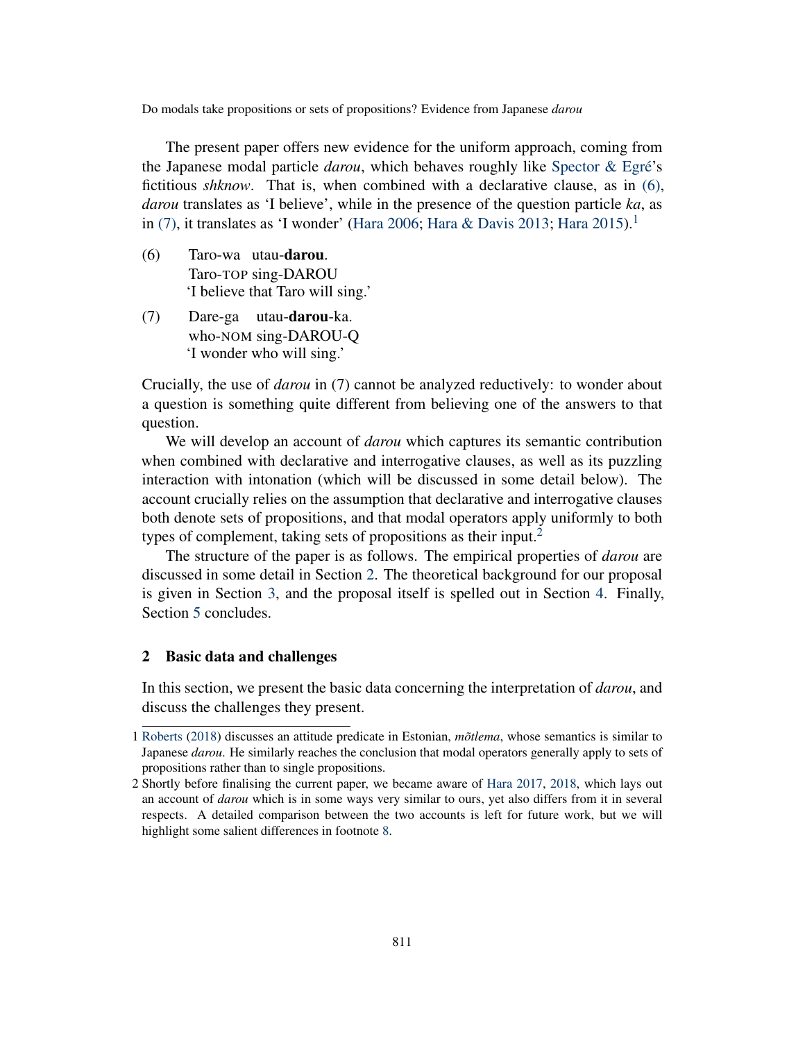The present paper offers new evidence for the uniform approach, coming from the Japanese modal particle *darou*, which behaves roughly like Spector & Egré's fictitious *shknow*. That is, when combined with a declarative clause, as in (6), *darou* translates as 'I believe', while in the presence of the question particle *ka*, as in (7), it translates as 'I wonder' (Hara 2006; Hara & Davis 2013; Hara 2015).[1]

(6) Taro-wa utau-**darou**.
  Taro-TOP sing-DAROU
  'I believe that Taro will sing.'

(7) Dare-ga utau-**darou**-ka.
  who-NOM sing-DAROU-Q
  'I wonder who will sing.'

Crucially, the use of *darou* in (7) cannot be analyzed reductively: to wonder about a question is something quite different from believing one of the answers to that question.

We will develop an account of *darou* which captures its semantic contribution when combined with declarative and interrogative clauses, as well as its puzzling interaction with intonation (which will be discussed in some detail below). The account crucially relies on the assumption that declarative and interrogative clauses both denote sets of propositions, and that modal operators apply uniformly to both types of complement, taking sets of propositions as their input.[2]

The structure of the paper is as follows. The empirical properties of *darou* are discussed in some detail in Section 2. The theoretical background for our proposal is given in Section 3, and the proposal itself is spelled out in Section 4. Finally, Section 5 concludes.

## 2 Basic data and challenges

In this section, we present the basic data concerning the interpretation of *darou*, and discuss the challenges they present.

---

1 Roberts (2018) discusses an attitude predicate in Estonian, *mõtlema*, whose semantics is similar to Japanese *darou*. He similarly reaches the conclusion that modal operators generally apply to sets of propositions rather than to single propositions.

2 Shortly before finalising the current paper, we became aware of Hara 2017, 2018, which lays out an account of *darou* which is in some ways very similar to ours, yet also differs from it in several respects. A detailed comparison between the two accounts is left for future work, but we will highlight some salient differences in footnote 8.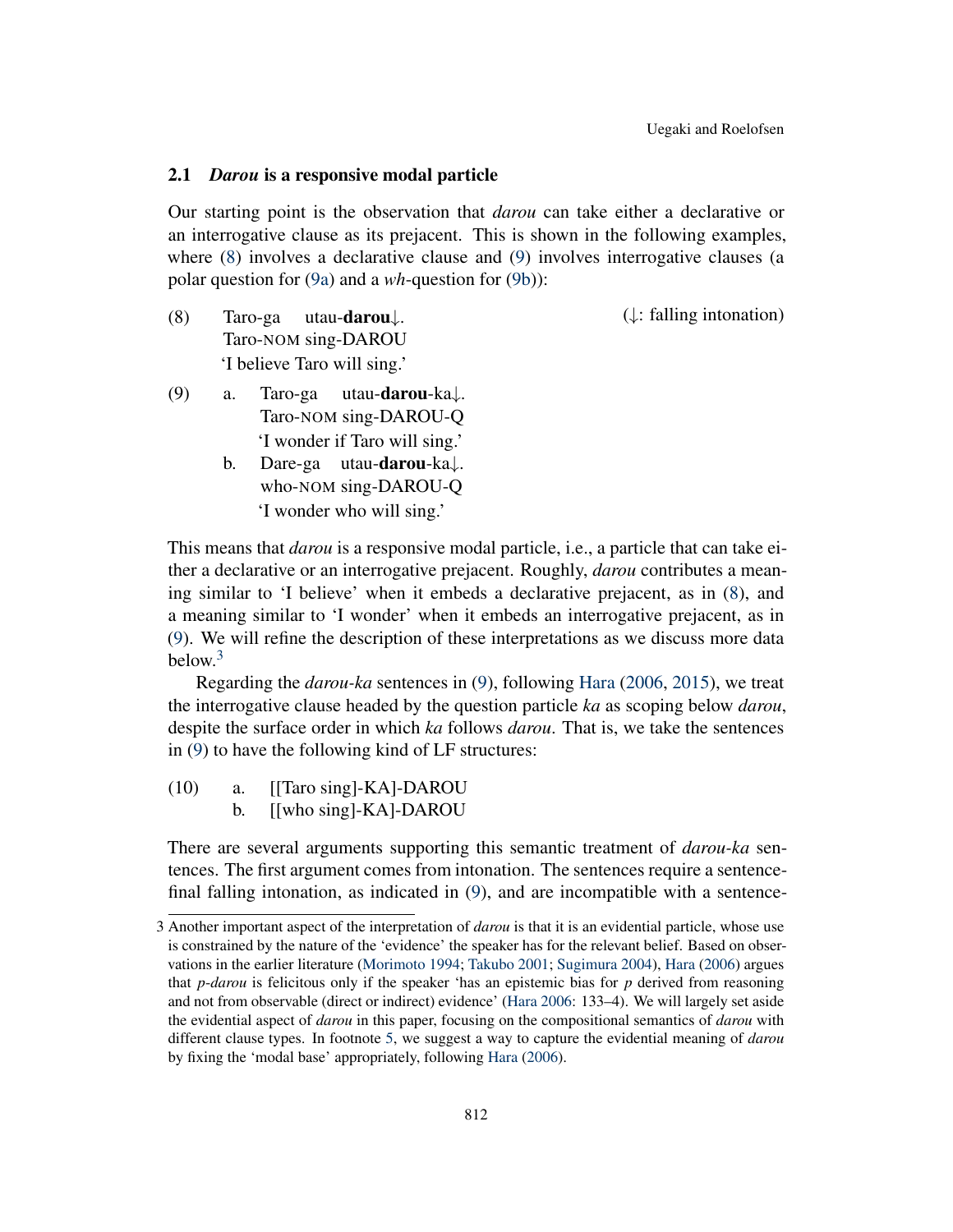### 2.1 *Darou* is a responsive modal particle

Our starting point is the observation that *darou* can take either a declarative or an interrogative clause as its prejacent. This is shown in the following examples, where (8) involves a declarative clause and (9) involves interrogative clauses (a polar question for (9a) and a *wh*-question for (9b)):

(8) Taro-ga utau-**darou**↓. (↓: falling intonation)
Taro-NOM sing-DAROU
'I believe Taro will sing.'

(9) a. Taro-ga utau-**darou**-ka↓.
Taro-NOM sing-DAROU-Q
'I wonder if Taro will sing.'

b. Dare-ga utau-**darou**-ka↓.
who-NOM sing-DAROU-Q
'I wonder who will sing.'

This means that *darou* is a responsive modal particle, i.e., a particle that can take either a declarative or an interrogative prejacent. Roughly, *darou* contributes a meaning similar to 'I believe' when it embeds a declarative prejacent, as in (8), and a meaning similar to 'I wonder' when it embeds an interrogative prejacent, as in (9). We will refine the description of these interpretations as we discuss more data below.[3]

Regarding the *darou-ka* sentences in (9), following Hara (2006, 2015), we treat the interrogative clause headed by the question particle *ka* as scoping below *darou*, despite the surface order in which *ka* follows *darou*. That is, we take the sentences in (9) to have the following kind of LF structures:

(10) a. [[Taro sing]-KA]-DAROU
b. [[who sing]-KA]-DAROU

There are several arguments supporting this semantic treatment of *darou-ka* sentences. The first argument comes from intonation. The sentences require a sentence-final falling intonation, as indicated in (9), and are incompatible with a sentence-

---

3 Another important aspect of the interpretation of *darou* is that it is an evidential particle, whose use is constrained by the nature of the 'evidence' the speaker has for the relevant belief. Based on observations in the earlier literature (Morimoto 1994; Takubo 2001; Sugimura 2004), Hara (2006) argues that *p-darou* is felicitous only if the speaker 'has an epistemic bias for *p* derived from reasoning and not from observable (direct or indirect) evidence' (Hara 2006: 133–4). We will largely set aside the evidential aspect of *darou* in this paper, focusing on the compositional semantics of *darou* with different clause types. In footnote 5, we suggest a way to capture the evidential meaning of *darou* by fixing the 'modal base' appropriately, following Hara (2006).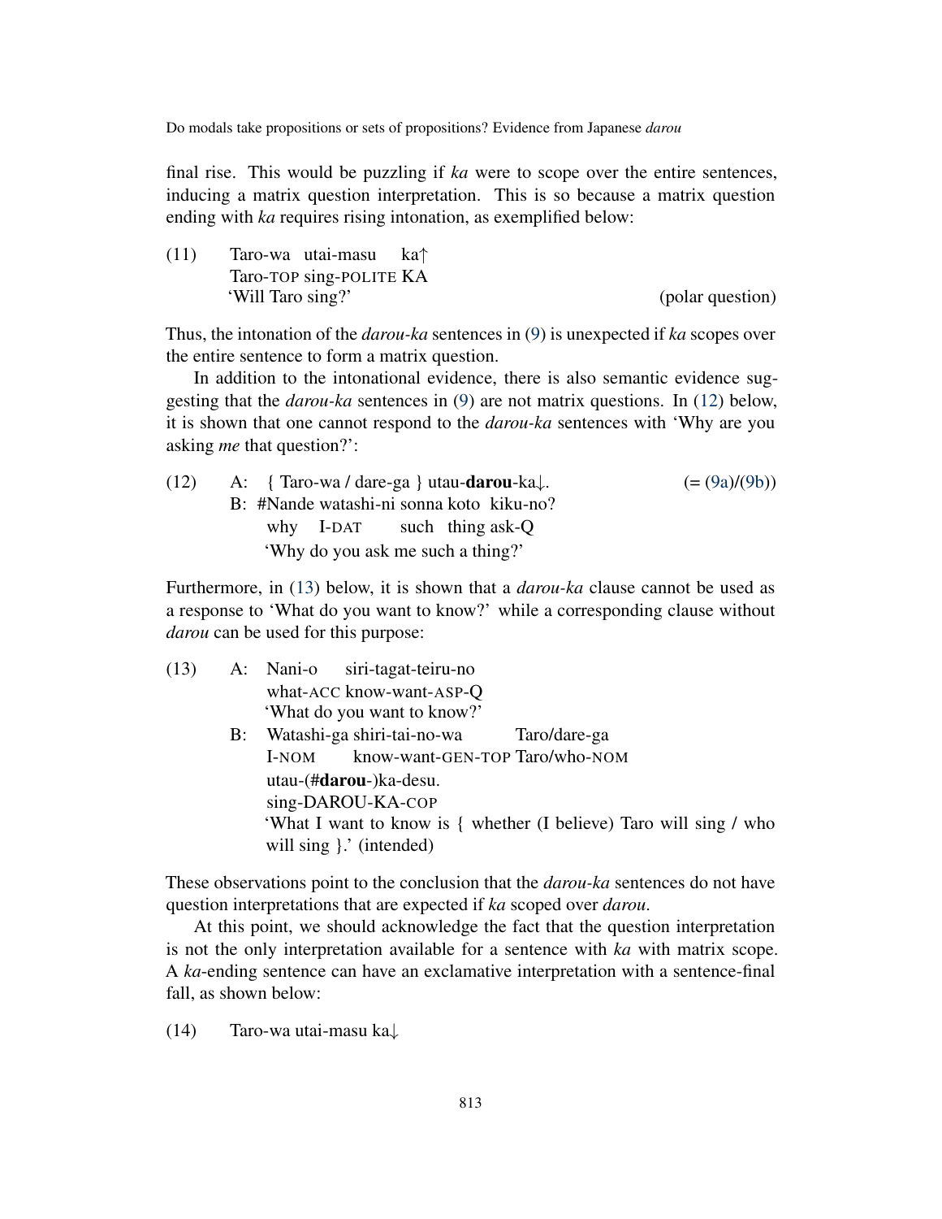final rise. This would be puzzling if *ka* were to scope over the entire sentences, inducing a matrix question interpretation. This is so because a matrix question ending with *ka* requires rising intonation, as exemplified below:

(11) Taro-wa utai-masu ka↑
Taro-TOP sing-POLITE KA
'Will Taro sing?' (polar question)

Thus, the intonation of the *darou-ka* sentences in (9) is unexpected if *ka* scopes over the entire sentence to form a matrix question.

In addition to the intonational evidence, there is also semantic evidence suggesting that the *darou-ka* sentences in (9) are not matrix questions. In (12) below, it is shown that one cannot respond to the *darou-ka* sentences with 'Why are you asking *me* that question?':

(12) A: { Taro-wa / dare-ga } utau-**darou**-ka↓. (= (9a)/(9b))
B: #Nande watashi-ni sonna koto kiku-no?
why I-DAT such thing ask-Q
'Why do you ask me such a thing?'

Furthermore, in (13) below, it is shown that a *darou-ka* clause cannot be used as a response to 'What do you want to know?' while a corresponding clause without *darou* can be used for this purpose:

(13) A: Nani-o siri-tagat-teiru-no
what-ACC know-want-ASP-Q
'What do you want to know?'
B: Watashi-ga shiri-tai-no-wa Taro/dare-ga
I-NOM know-want-GEN-TOP Taro/who-NOM
utau-(#**darou**-)ka-desu.
sing-DAROU-KA-COP
'What I want to know is { whether (I believe) Taro will sing / who will sing }.' (intended)

These observations point to the conclusion that the *darou-ka* sentences do not have question interpretations that are expected if *ka* scoped over *darou*.

At this point, we should acknowledge the fact that the question interpretation is not the only interpretation available for a sentence with *ka* with matrix scope. A *ka*-ending sentence can have an exclamative interpretation with a sentence-final fall, as shown below:

(14) Taro-wa utai-masu ka↓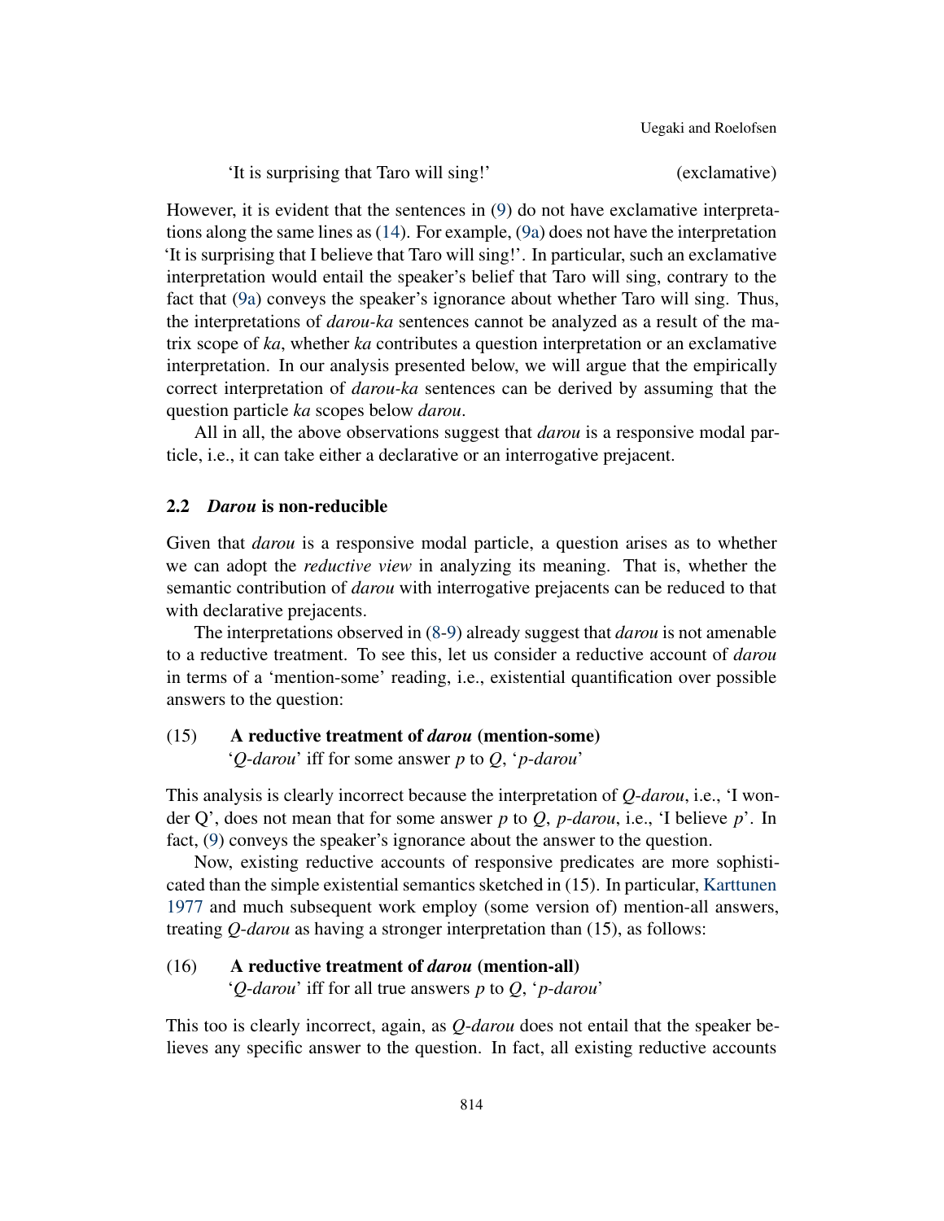'It is surprising that Taro will sing!' (exclamative)

However, it is evident that the sentences in (9) do not have exclamative interpretations along the same lines as (14). For example, (9a) does not have the interpretation 'It is surprising that I believe that Taro will sing!'. In particular, such an exclamative interpretation would entail the speaker's belief that Taro will sing, contrary to the fact that (9a) conveys the speaker's ignorance about whether Taro will sing. Thus, the interpretations of *darou-ka* sentences cannot be analyzed as a result of the matrix scope of *ka*, whether *ka* contributes a question interpretation or an exclamative interpretation. In our analysis presented below, we will argue that the empirically correct interpretation of *darou-ka* sentences can be derived by assuming that the question particle *ka* scopes below *darou*.

All in all, the above observations suggest that *darou* is a responsive modal particle, i.e., it can take either a declarative or an interrogative prejacent.

## 2.2 *Darou* is non-reducible

Given that *darou* is a responsive modal particle, a question arises as to whether we can adopt the *reductive view* in analyzing its meaning. That is, whether the semantic contribution of *darou* with interrogative prejacents can be reduced to that with declarative prejacents.

The interpretations observed in (8-9) already suggest that *darou* is not amenable to a reductive treatment. To see this, let us consider a reductive account of *darou* in terms of a 'mention-some' reading, i.e., existential quantification over possible answers to the question:

(15) **A reductive treatment of *darou* (mention-some)**
'*Q-darou*' iff for some answer *p* to *Q*, '*p-darou*'

This analysis is clearly incorrect because the interpretation of *Q-darou*, i.e., 'I wonder Q', does not mean that for some answer *p* to *Q*, *p-darou*, i.e., 'I believe *p*'. In fact, (9) conveys the speaker's ignorance about the answer to the question.

Now, existing reductive accounts of responsive predicates are more sophisticated than the simple existential semantics sketched in (15). In particular, Karttunen 1977 and much subsequent work employ (some version of) mention-all answers, treating *Q-darou* as having a stronger interpretation than (15), as follows:

(16) **A reductive treatment of *darou* (mention-all)**
'*Q-darou*' iff for all true answers *p* to *Q*, '*p-darou*'

This too is clearly incorrect, again, as *Q-darou* does not entail that the speaker believes any specific answer to the question. In fact, all existing reductive accounts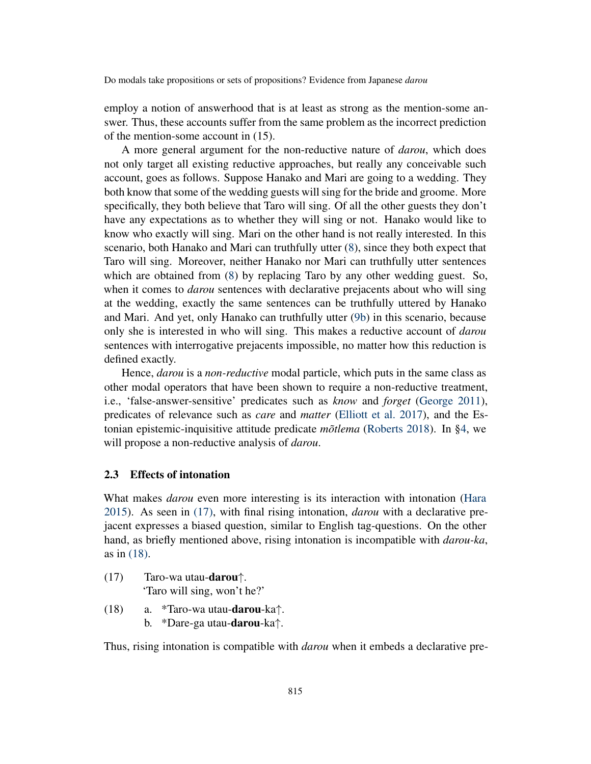employ a notion of answerhood that is at least as strong as the mention-some answer. Thus, these accounts suffer from the same problem as the incorrect prediction of the mention-some account in (15).

A more general argument for the non-reductive nature of *darou*, which does not only target all existing reductive approaches, but really any conceivable such account, goes as follows. Suppose Hanako and Mari are going to a wedding. They both know that some of the wedding guests will sing for the bride and groome. More specifically, they both believe that Taro will sing. Of all the other guests they don't have any expectations as to whether they will sing or not. Hanako would like to know who exactly will sing. Mari on the other hand is not really interested. In this scenario, both Hanako and Mari can truthfully utter (8), since they both expect that Taro will sing. Moreover, neither Hanako nor Mari can truthfully utter sentences which are obtained from (8) by replacing Taro by any other wedding guest. So, when it comes to *darou* sentences with declarative prejacents about who will sing at the wedding, exactly the same sentences can be truthfully uttered by Hanako and Mari. And yet, only Hanako can truthfully utter (9b) in this scenario, because only she is interested in who will sing. This makes a reductive account of *darou* sentences with interrogative prejacents impossible, no matter how this reduction is defined exactly.

Hence, *darou* is a *non-reductive* modal particle, which puts in the same class as other modal operators that have been shown to require a non-reductive treatment, i.e., 'false-answer-sensitive' predicates such as *know* and *forget* (George 2011), predicates of relevance such as *care* and *matter* (Elliott et al. 2017), and the Estonian epistemic-inquisitive attitude predicate *mõtlema* (Roberts 2018). In §4, we will propose a non-reductive analysis of *darou*.

### 2.3 Effects of intonation

What makes *darou* even more interesting is its interaction with intonation (Hara 2015). As seen in (17), with final rising intonation, *darou* with a declarative prejacent expresses a biased question, similar to English tag-questions. On the other hand, as briefly mentioned above, rising intonation is incompatible with *darou-ka*, as in (18).

(17) Taro-wa utau-**darou**↑.
'Taro will sing, won't he?'

(18) a. *Taro-wa utau-**darou**-ka↑.
b. *Dare-ga utau-**darou**-ka↑.

Thus, rising intonation is compatible with *darou* when it embeds a declarative pre-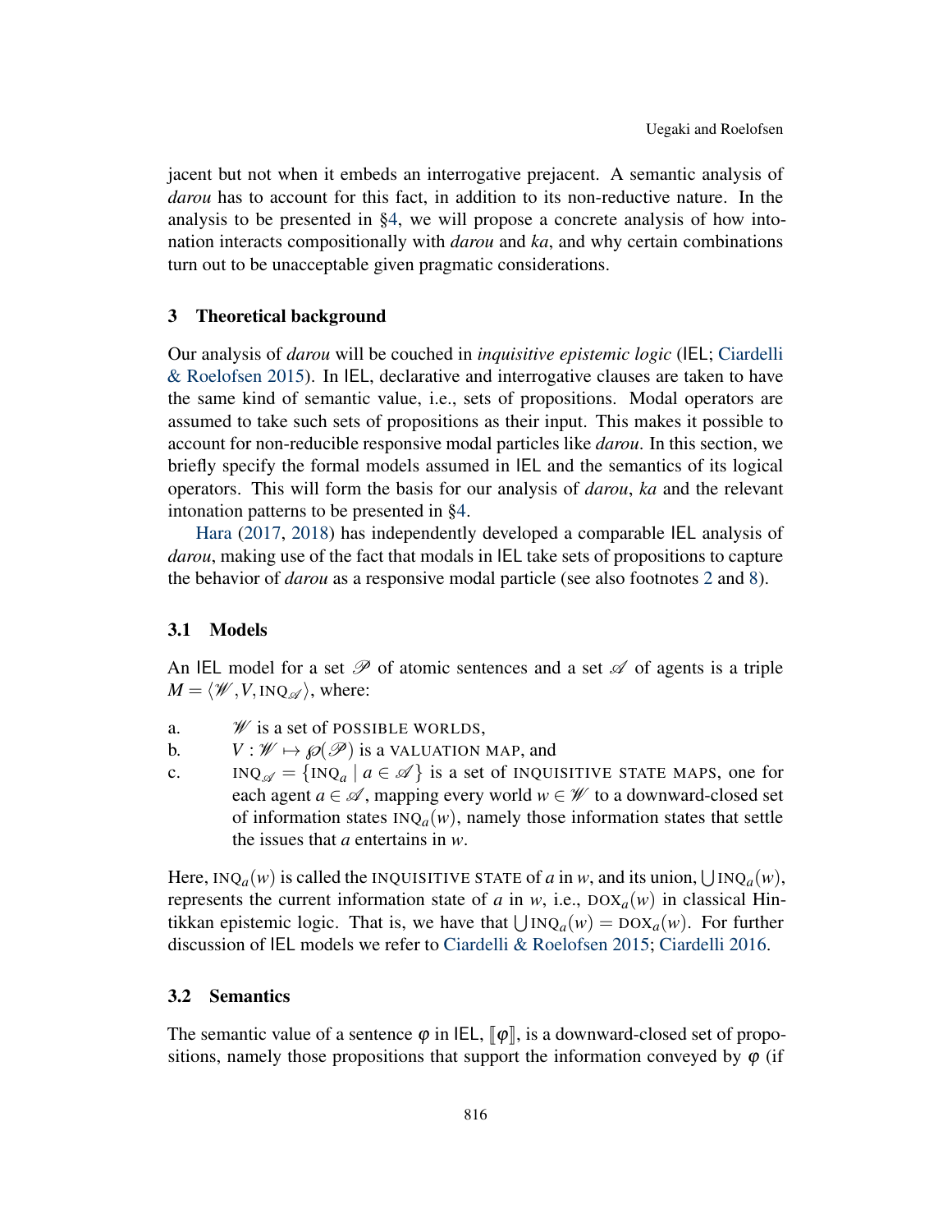jacent but not when it embeds an interrogative prejacent. A semantic analysis of *darou* has to account for this fact, in addition to its non-reductive nature. In the analysis to be presented in §4, we will propose a concrete analysis of how intonation interacts compositionally with *darou* and *ka*, and why certain combinations turn out to be unacceptable given pragmatic considerations.

## 3 Theoretical background

Our analysis of *darou* will be couched in *inquisitive epistemic logic* (IEL; Ciardelli & Roelofsen 2015). In IEL, declarative and interrogative clauses are taken to have the same kind of semantic value, i.e., sets of propositions. Modal operators are assumed to take such sets of propositions as their input. This makes it possible to account for non-reducible responsive modal particles like *darou*. In this section, we briefly specify the formal models assumed in IEL and the semantics of its logical operators. This will form the basis for our analysis of *darou*, *ka* and the relevant intonation patterns to be presented in §4.

Hara (2017, 2018) has independently developed a comparable IEL analysis of *darou*, making use of the fact that modals in IEL take sets of propositions to capture the behavior of *darou* as a responsive modal particle (see also footnotes 2 and 8).

### 3.1 Models

An IEL model for a set $\mathscr{P}$ of atomic sentences and a set $\mathscr{A}$ of agents is a triple $M = \langle \mathscr{W}, V, \text{INQ}_{\mathscr{A}} \rangle$, where:

a. $\mathscr{W}$ is a set of POSSIBLE WORLDS,

b. $V : \mathscr{W} \mapsto \wp(\mathscr{P})$ is a VALUATION MAP, and

c. $\text{INQ}_{\mathscr{A}} = \{\text{INQ}_a \mid a \in \mathscr{A}\}$ is a set of INQUISITIVE STATE MAPS, one for each agent $a \in \mathscr{A}$, mapping every world $w \in \mathscr{W}$ to a downward-closed set of information states $\text{INQ}_a(w)$, namely those information states that settle the issues that $a$ entertains in $w$.

Here, $\text{INQ}_a(w)$ is called the INQUISITIVE STATE of $a$ in $w$, and its union, $\bigcup \text{INQ}_a(w)$, represents the current information state of $a$ in $w$, i.e., $\text{DOX}_a(w)$ in classical Hintikkan epistemic logic. That is, we have that $\bigcup \text{INQ}_a(w) = \text{DOX}_a(w)$. For further discussion of IEL models we refer to Ciardelli & Roelofsen 2015; Ciardelli 2016.

### 3.2 Semantics

The semantic value of a sentence $\varphi$ in IEL, $[\![\varphi]\!]$, is a downward-closed set of propositions, namely those propositions that support the information conveyed by $\varphi$ (if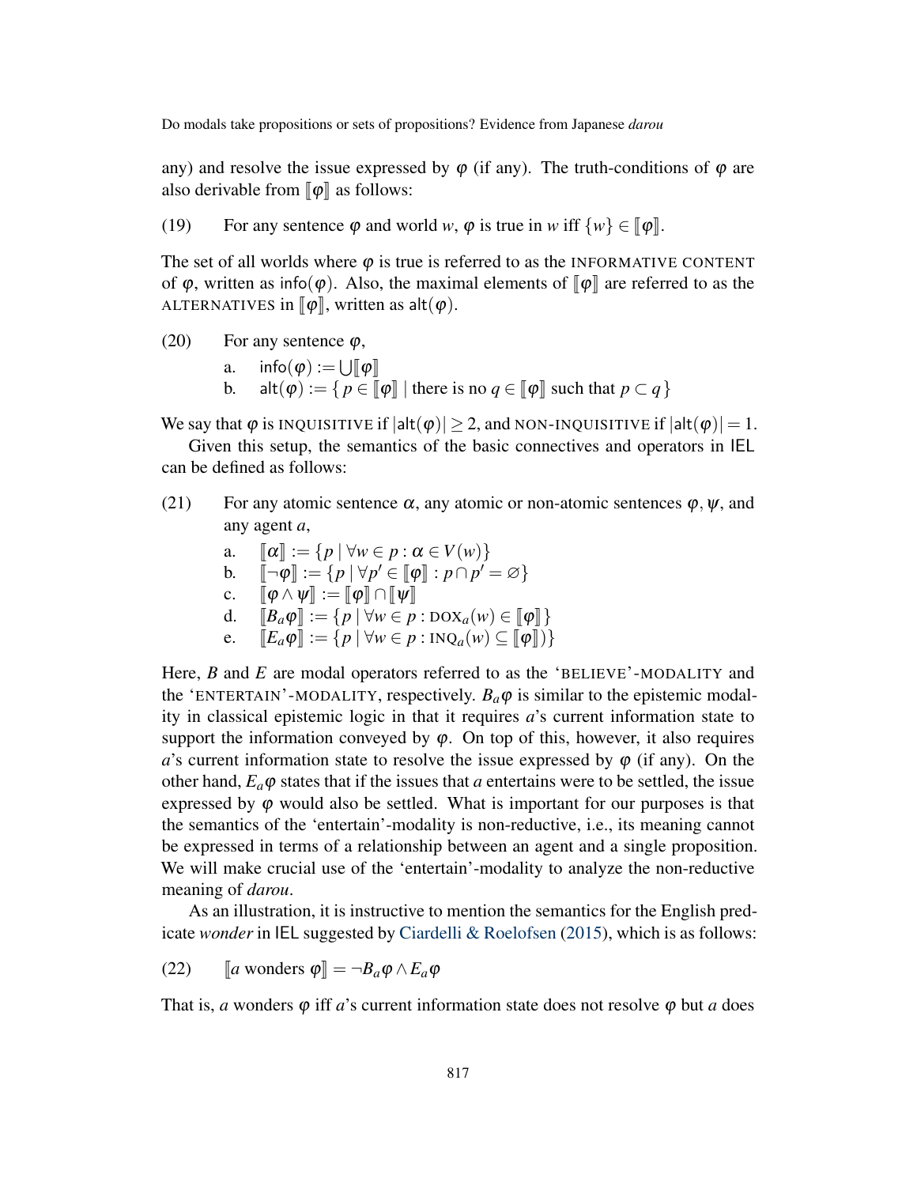any) and resolve the issue expressed by $\varphi$ (if any). The truth-conditions of $\varphi$ are also derivable from $[\![\varphi]\!]$ as follows:

(19) For any sentence $\varphi$ and world $w$, $\varphi$ is true in $w$ iff $\{w\} \in [\![\varphi]\!]$.

The set of all worlds where $\varphi$ is true is referred to as the INFORMATIVE CONTENT of $\varphi$, written as $\mathsf{info}(\varphi)$. Also, the maximal elements of $[\![\varphi]\!]$ are referred to as the ALTERNATIVES in $[\![\varphi]\!]$, written as $\mathsf{alt}(\varphi)$.

(20) For any sentence $\varphi$,

a. $\mathsf{info}(\varphi) := \bigcup [\![\varphi]\!]$

b. $\mathsf{alt}(\varphi) := \{\, p \in [\![\varphi]\!] \mid \text{there is no } q \in [\![\varphi]\!] \text{ such that } p \subset q \,\}$

We say that $\varphi$ is INQUISITIVE if $|\mathsf{alt}(\varphi)| \geq 2$, and NON-INQUISITIVE if $|\mathsf{alt}(\varphi)| = 1$.

Given this setup, the semantics of the basic connectives and operators in IEL can be defined as follows:

(21) For any atomic sentence $\alpha$, any atomic or non-atomic sentences $\varphi, \psi$, and any agent $a$,

a. $[\![\alpha]\!] := \{p \mid \forall w \in p : \alpha \in V(w)\}$

b. $[\![\neg\varphi]\!] := \{p \mid \forall p' \in [\![\varphi]\!] : p \cap p' = \varnothing\}$

c. $[\![\varphi \wedge \psi]\!] := [\![\varphi]\!] \cap [\![\psi]\!]$

d. $[\![B_a\varphi]\!] := \{p \mid \forall w \in p : \text{DOX}_a(w) \in [\![\varphi]\!]\}$

e. $[\![E_a\varphi]\!] := \{p \mid \forall w \in p : \text{INQ}_a(w) \subseteq [\![\varphi]\!])\}$

Here, $B$ and $E$ are modal operators referred to as the 'BELIEVE'-MODALITY and the 'ENTERTAIN'-MODALITY, respectively. $B_a\varphi$ is similar to the epistemic modality in classical epistemic logic in that it requires $a$'s current information state to support the information conveyed by $\varphi$. On top of this, however, it also requires $a$'s current information state to resolve the issue expressed by $\varphi$ (if any). On the other hand, $E_a\varphi$ states that if the issues that $a$ entertains were to be settled, the issue expressed by $\varphi$ would also be settled. What is important for our purposes is that the semantics of the 'entertain'-modality is non-reductive, i.e., its meaning cannot be expressed in terms of a relationship between an agent and a single proposition. We will make crucial use of the 'entertain'-modality to analyze the non-reductive meaning of *darou*.

As an illustration, it is instructive to mention the semantics for the English predicate *wonder* in IEL suggested by Ciardelli & Roelofsen (2015), which is as follows:

(22) $[\![a \text{ wonders } \varphi]\!] = \neg B_a\varphi \wedge E_a\varphi$

That is, $a$ wonders $\varphi$ iff $a$'s current information state does not resolve $\varphi$ but $a$ does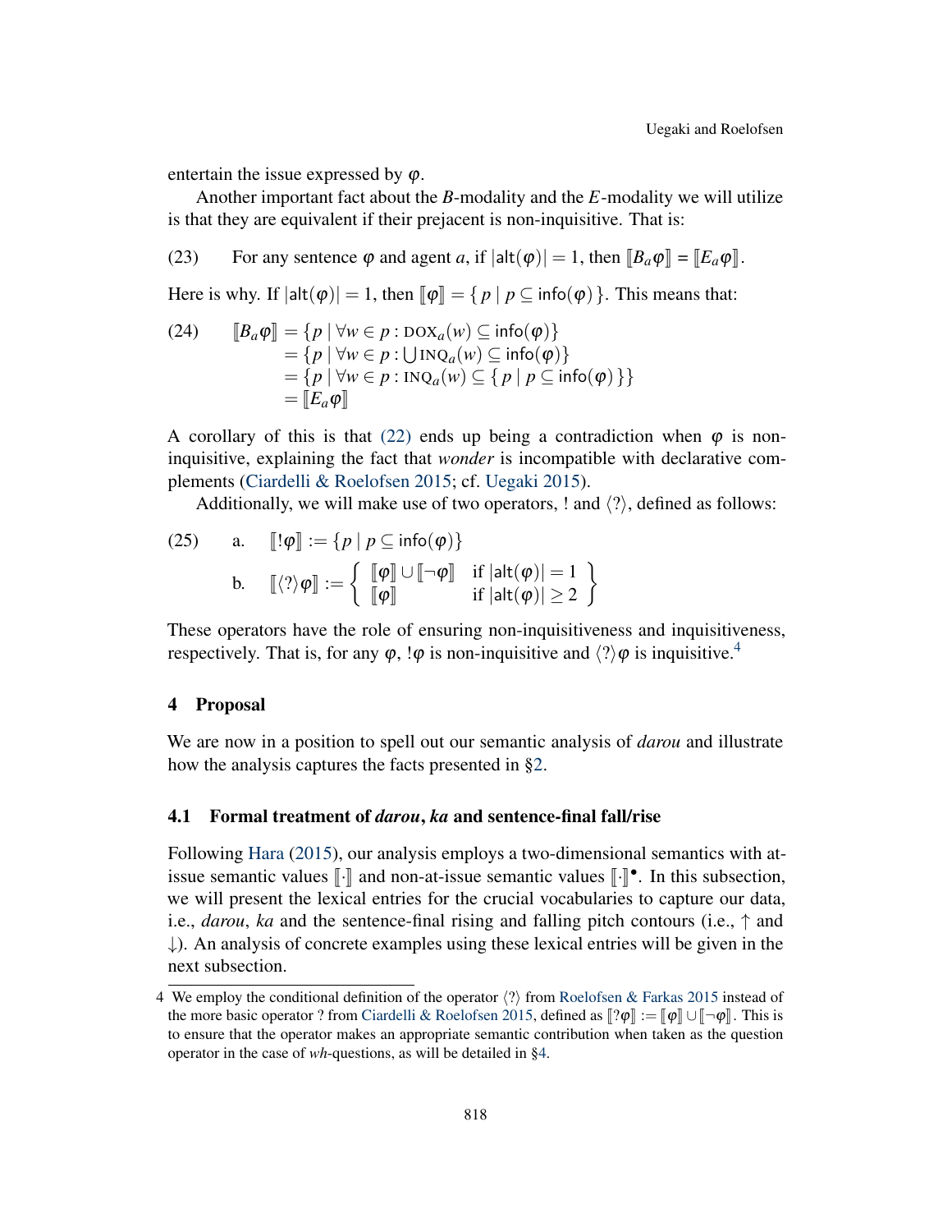entertain the issue expressed by $\varphi$.

Another important fact about the $B$-modality and the $E$-modality we will utilize is that they are equivalent if their prejacent is non-inquisitive. That is:

(23) For any sentence $\varphi$ and agent $a$, if $|\mathsf{alt}(\varphi)| = 1$, then $[\![B_a\varphi]\!] = [\![E_a\varphi]\!]$.

Here is why. If $|\mathsf{alt}(\varphi)| = 1$, then $[\![\varphi]\!] = \{\, p \mid p \subseteq \mathsf{info}(\varphi)\,\}$. This means that:

(24)
$$
\begin{aligned}
[\![B_a\varphi]\!] &= \{p \mid \forall w \in p : \mathrm{DOX}_a(w) \subseteq \mathsf{info}(\varphi)\} \\
&= \{p \mid \forall w \in p : \textstyle\bigcup \mathrm{INQ}_a(w) \subseteq \mathsf{info}(\varphi)\} \\
&= \{p \mid \forall w \in p : \mathrm{INQ}_a(w) \subseteq \{\, p \mid p \subseteq \mathsf{info}(\varphi)\,\}\} \\
&= [\![E_a\varphi]\!]
\end{aligned}
$$

A corollary of this is that (22) ends up being a contradiction when $\varphi$ is non-inquisitive, explaining the fact that *wonder* is incompatible with declarative complements (Ciardelli & Roelofsen 2015; cf. Uegaki 2015).

Additionally, we will make use of two operators, ! and $\langle ? \rangle$, defined as follows:

(25) a. $[\![!\varphi]\!] := \{p \mid p \subseteq \mathsf{info}(\varphi)\}$

b. $[\![\langle ? \rangle\varphi]\!] := \left\{ \begin{array}{ll} [\![\varphi]\!] \cup [\![\neg\varphi]\!] & \text{if } |\mathsf{alt}(\varphi)| = 1 \\ [\![\varphi]\!] & \text{if } |\mathsf{alt}(\varphi)| \geq 2 \end{array} \right\}$

These operators have the role of ensuring non-inquisitiveness and inquisitiveness, respectively. That is, for any $\varphi$, $!\varphi$ is non-inquisitive and $\langle ? \rangle\varphi$ is inquisitive.[4]

## 4 Proposal

We are now in a position to spell out our semantic analysis of *darou* and illustrate how the analysis captures the facts presented in §2.

### 4.1 Formal treatment of *darou*, *ka* and sentence-final fall/rise

Following Hara (2015), our analysis employs a two-dimensional semantics with at-issue semantic values $[\![\cdot]\!]$ and non-at-issue semantic values $[\![\cdot]\!]^{\bullet}$. In this subsection, we will present the lexical entries for the crucial vocabularies to capture our data, i.e., *darou*, *ka* and the sentence-final rising and falling pitch contours (i.e., $\uparrow$ and $\downarrow$). An analysis of concrete examples using these lexical entries will be given in the next subsection.

---

[4] We employ the conditional definition of the operator $\langle ? \rangle$ from Roelofsen & Farkas 2015 instead of the more basic operator ? from Ciardelli & Roelofsen 2015, defined as $[\![?\varphi]\!] := [\![\varphi]\!] \cup [\![\neg\varphi]\!]$. This is to ensure that the operator makes an appropriate semantic contribution when taken as the question operator in the case of *wh*-questions, as will be detailed in §4.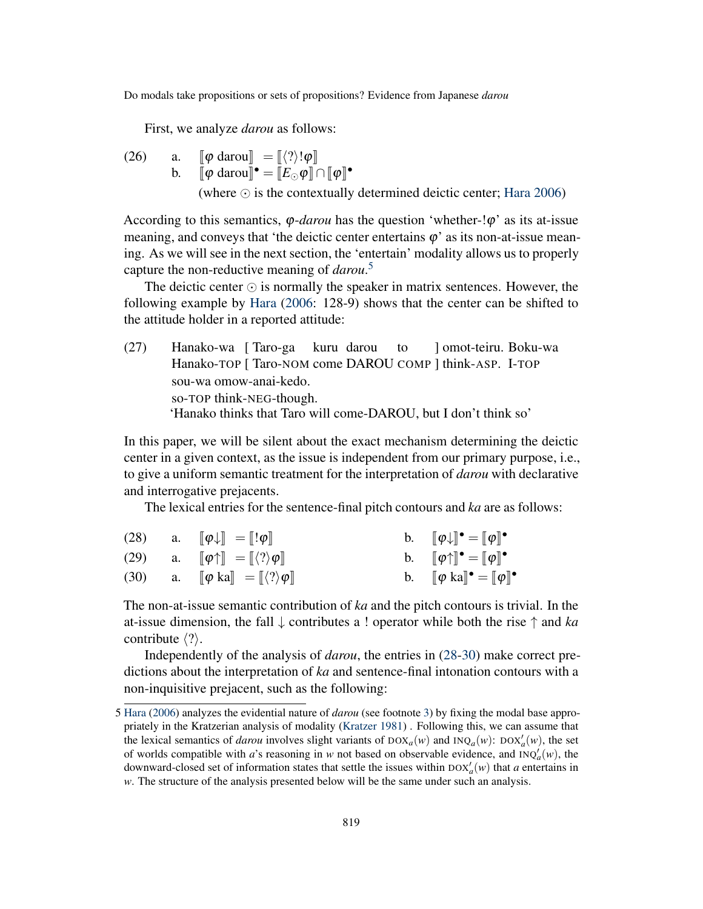First, we analyze *darou* as follows:

(26) a. $[\![\varphi \text{ darou}]\!] = [\![\langle ? \rangle ! \varphi]\!]$

b. $[\![\varphi \text{ darou}]\!]^{\bullet} = [\![E_{\odot} \varphi]\!] \cap [\![\varphi]\!]^{\bullet}$

(where $\odot$ is the contextually determined deictic center; Hara 2006)

According to this semantics, $\varphi$-*darou* has the question 'whether-$!\varphi$' as its at-issue meaning, and conveys that 'the deictic center entertains $\varphi$' as its non-at-issue meaning. As we will see in the next section, the 'entertain' modality allows us to properly capture the non-reductive meaning of *darou*.[5]

The deictic center $\odot$ is normally the speaker in matrix sentences. However, the following example by Hara (2006: 128-9) shows that the center can be shifted to the attitude holder in a reported attitude:

(27) Hanako-wa [ Taro-ga kuru darou to ] omot-teiru. Boku-wa
Hanako-TOP [ Taro-NOM come DAROU COMP ] think-ASP. I-TOP
sou-wa omow-anai-kedo.
so-TOP think-NEG-though.
'Hanako thinks that Taro will come-DAROU, but I don't think so'

In this paper, we will be silent about the exact mechanism determining the deictic center in a given context, as the issue is independent from our primary purpose, i.e., to give a uniform semantic treatment for the interpretation of *darou* with declarative and interrogative prejacents.

The lexical entries for the sentence-final pitch contours and *ka* are as follows:

(28) a. $[\![\varphi\!\downarrow]\!] = [\![!\varphi]\!]$ b. $[\![\varphi\!\downarrow]\!]^{\bullet} = [\![\varphi]\!]^{\bullet}$

(29) a. $[\![\varphi\!\uparrow]\!] = [\![\langle ? \rangle \varphi]\!]$ b. $[\![\varphi\!\uparrow]\!]^{\bullet} = [\![\varphi]\!]^{\bullet}$

(30) a. $[\![\varphi \text{ ka}]\!] = [\![\langle ? \rangle \varphi]\!]$ b. $[\![\varphi \text{ ka}]\!]^{\bullet} = [\![\varphi]\!]^{\bullet}$

The non-at-issue semantic contribution of *ka* and the pitch contours is trivial. In the at-issue dimension, the fall $\downarrow$ contributes a ! operator while both the rise $\uparrow$ and *ka* contribute $\langle ? \rangle$.

Independently of the analysis of *darou*, the entries in (28-30) make correct predictions about the interpretation of *ka* and sentence-final intonation contours with a non-inquisitive prejacent, such as the following:

---

5 Hara (2006) analyzes the evidential nature of *darou* (see footnote 3) by fixing the modal base appropriately in the Kratzerian analysis of modality (Kratzer 1981) . Following this, we can assume that the lexical semantics of *darou* involves slight variants of $\text{DOX}_a(w)$ and $\text{INQ}_a(w)$: $\text{DOX}'_a(w)$, the set of worlds compatible with $a$'s reasoning in $w$ not based on observable evidence, and $\text{INQ}'_a(w)$, the downward-closed set of information states that settle the issues within $\text{DOX}'_a(w)$ that $a$ entertains in $w$. The structure of the analysis presented below will be the same under such an analysis.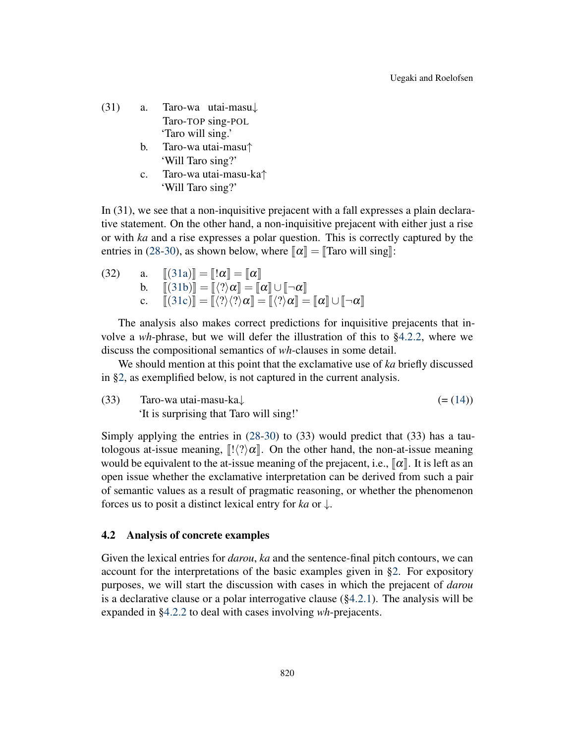(31) a. Taro-wa utai-masu↓
Taro-TOP sing-POL
'Taro will sing.'

b. Taro-wa utai-masu↑
'Will Taro sing?'

c. Taro-wa utai-masu-ka↑
'Will Taro sing?'

In (31), we see that a non-inquisitive prejacent with a fall expresses a plain declarative statement. On the other hand, a non-inquisitive prejacent with either just a rise or with *ka* and a rise expresses a polar question. This is correctly captured by the entries in (28-30), as shown below, where $[\![\alpha]\!] = [\![\text{Taro will sing}]\!]$:

(32) a. $[\![(31a)]\!] = [\![!\alpha]\!] = [\![\alpha]\!]$

b. $[\![(31b)]\!] = [\![\langle ? \rangle \alpha]\!] = [\![\alpha]\!] \cup [\![\neg\alpha]\!]$

c. $[\![(31c)]\!] = [\![\langle ? \rangle \langle ? \rangle \alpha]\!] = [\![\langle ? \rangle \alpha]\!] = [\![\alpha]\!] \cup [\![\neg\alpha]\!]$

The analysis also makes correct predictions for inquisitive prejacents that involve a *wh*-phrase, but we will defer the illustration of this to §4.2.2, where we discuss the compositional semantics of *wh*-clauses in some detail.

We should mention at this point that the exclamative use of *ka* briefly discussed in §2, as exemplified below, is not captured in the current analysis.

(33) Taro-wa utai-masu-ka↓ (= (14))
'It is surprising that Taro will sing!'

Simply applying the entries in (28-30) to (33) would predict that (33) has a tautologous at-issue meaning, $[\![!\langle ? \rangle \alpha]\!]$. On the other hand, the non-at-issue meaning would be equivalent to the at-issue meaning of the prejacent, i.e., $[\![\alpha]\!]$. It is left as an open issue whether the exclamative interpretation can be derived from such a pair of semantic values as a result of pragmatic reasoning, or whether the phenomenon forces us to posit a distinct lexical entry for *ka* or ↓.

## 4.2 Analysis of concrete examples

Given the lexical entries for *darou*, *ka* and the sentence-final pitch contours, we can account for the interpretations of the basic examples given in §2. For expository purposes, we will start the discussion with cases in which the prejacent of *darou* is a declarative clause or a polar interrogative clause (§4.2.1). The analysis will be expanded in §4.2.2 to deal with cases involving *wh*-prejacents.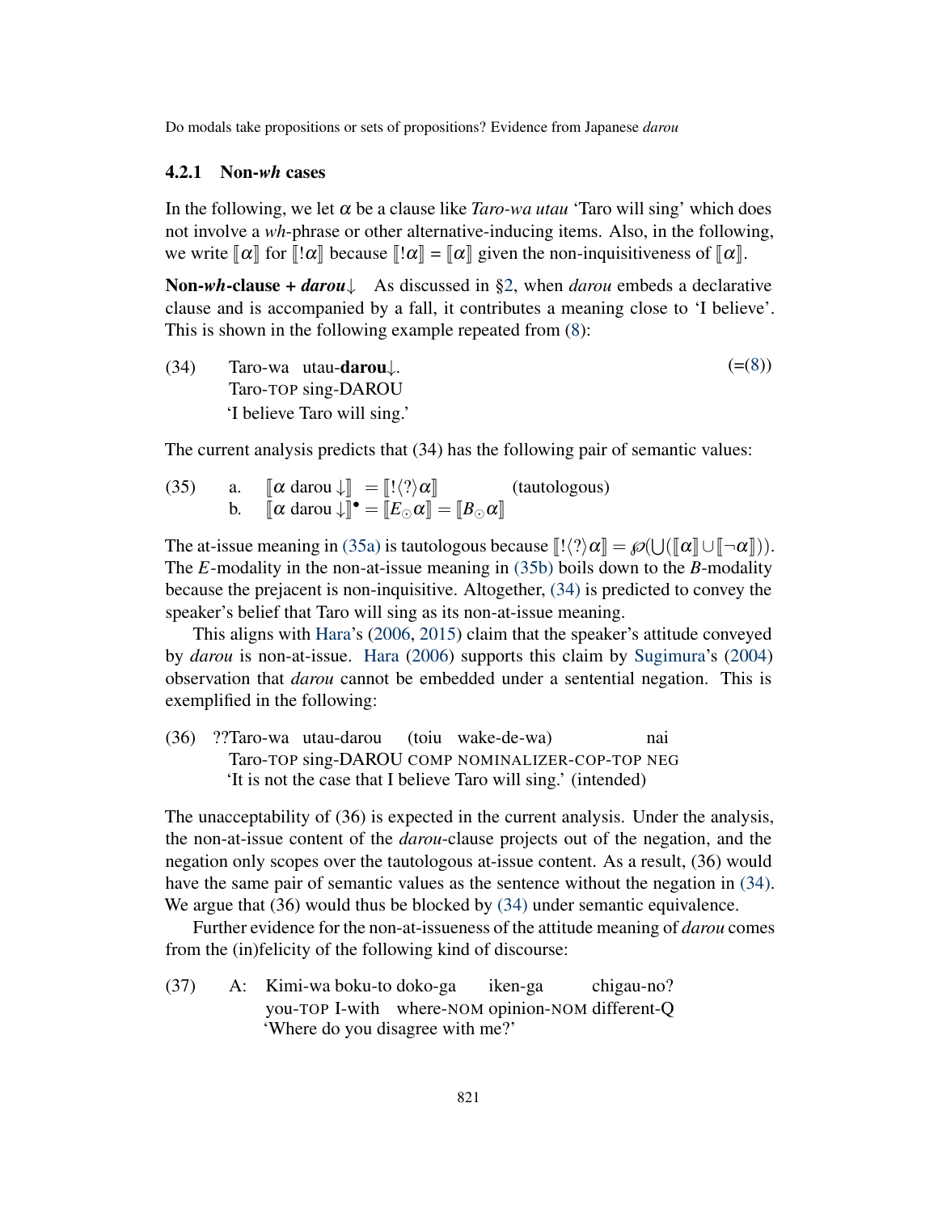### 4.2.1 Non-*wh* cases

In the following, we let $\alpha$ be a clause like *Taro-wa utau* 'Taro will sing' which does not involve a *wh*-phrase or other alternative-inducing items. Also, in the following, we write $[\![\alpha]\!]$ for $[\![!\alpha]\!]$ because $[\![!\alpha]\!] = [\![\alpha]\!]$ given the non-inquisitiveness of $[\![\alpha]\!]$.

**Non-*wh*-clause + *darou*↓** As discussed in §2, when *darou* embeds a declarative clause and is accompanied by a fall, it contributes a meaning close to 'I believe'. This is shown in the following example repeated from (8):

(34) Taro-wa utau-**darou**↓. (=(8))
Taro-TOP sing-DAROU
'I believe Taro will sing.'

The current analysis predicts that (34) has the following pair of semantic values:

(35) a. $[\![\alpha \text{ darou} \downarrow]\!] = [\![!\langle ? \rangle \alpha]\!]$ (tautologous)
b. $[\![\alpha \text{ darou} \downarrow]\!]^\bullet = [\![E_\odot \alpha]\!] = [\![B_\odot \alpha]\!]$

The at-issue meaning in (35a) is tautologous because $[\![!\langle ? \rangle \alpha]\!] = \wp(\bigcup([\![\alpha]\!] \cup [\![\neg\alpha]\!]))$. The $E$-modality in the non-at-issue meaning in (35b) boils down to the $B$-modality because the prejacent is non-inquisitive. Altogether, (34) is predicted to convey the speaker's belief that Taro will sing as its non-at-issue meaning.

This aligns with Hara's (2006, 2015) claim that the speaker's attitude conveyed by *darou* is non-at-issue. Hara (2006) supports this claim by Sugimura's (2004) observation that *darou* cannot be embedded under a sentential negation. This is exemplified in the following:

(36) ??Taro-wa utau-darou (toiu wake-de-wa) nai
Taro-TOP sing-DAROU COMP NOMINALIZER-COP-TOP NEG
'It is not the case that I believe Taro will sing.' (intended)

The unacceptability of (36) is expected in the current analysis. Under the analysis, the non-at-issue content of the *darou*-clause projects out of the negation, and the negation only scopes over the tautologous at-issue content. As a result, (36) would have the same pair of semantic values as the sentence without the negation in (34). We argue that (36) would thus be blocked by (34) under semantic equivalence.

Further evidence for the non-at-issueness of the attitude meaning of *darou* comes from the (in)felicity of the following kind of discourse:

(37) A: Kimi-wa boku-to doko-ga iken-ga chigau-no?
you-TOP I-with where-NOM opinion-NOM different-Q
'Where do you disagree with me?'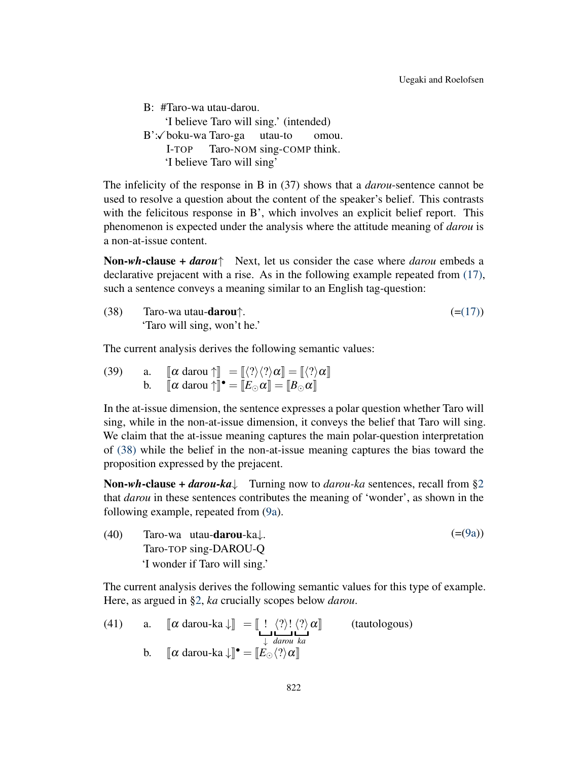B: #Taro-wa utau-darou.
    'I believe Taro will sing.' (intended)
B':✓boku-wa Taro-ga utau-to omou.
    I-TOP Taro-NOM sing-COMP think.
    'I believe Taro will sing'

The infelicity of the response in B in (37) shows that a *darou*-sentence cannot be used to resolve a question about the content of the speaker's belief. This contrasts with the felicitous response in B', which involves an explicit belief report. This phenomenon is expected under the analysis where the attitude meaning of *darou* is a non-at-issue content.

**Non-*wh*-clause + *darou*↑** Next, let us consider the case where *darou* embeds a declarative prejacent with a rise. As in the following example repeated from (17), such a sentence conveys a meaning similar to an English tag-question:

(38) Taro-wa utau-**darou**↑. (=(17))
    'Taro will sing, won't he.'

The current analysis derives the following semantic values:

(39) a. $[\![\alpha \text{ darou} \uparrow]\!] = [\![\langle ? \rangle \langle ? \rangle \alpha]\!] = [\![\langle ? \rangle \alpha]\!]$
    b. $[\![\alpha \text{ darou} \uparrow]\!]^{\bullet} = [\![E_{\odot} \alpha]\!] = [\![B_{\odot} \alpha]\!]$

In the at-issue dimension, the sentence expresses a polar question whether Taro will sing, while in the non-at-issue dimension, it conveys the belief that Taro will sing. We claim that the at-issue meaning captures the main polar-question interpretation of (38) while the belief in the non-at-issue meaning captures the bias toward the proposition expressed by the prejacent.

**Non-*wh*-clause + *darou-ka*↓** Turning now to *darou-ka* sentences, recall from §2 that *darou* in these sentences contributes the meaning of 'wonder', as shown in the following example, repeated from (9a).

(40) Taro-wa utau-**darou**-ka↓. (=(9a))
    Taro-TOP sing-DAROU-Q
    'I wonder if Taro will sing.'

The current analysis derives the following semantic values for this type of example. Here, as argued in §2, *ka* crucially scopes below *darou*.

(41) a. $[\![\alpha \text{ darou-ka} \downarrow]\!] = [\![\underbrace{!}_{\downarrow} \underbrace{\langle ? \rangle !}_{darou} \underbrace{\langle ? \rangle}_{ka} \alpha]\!]$ (tautologous)
    b. $[\![\alpha \text{ darou-ka} \downarrow]\!]^{\bullet} = [\![E_{\odot} \langle ? \rangle \alpha]\!]$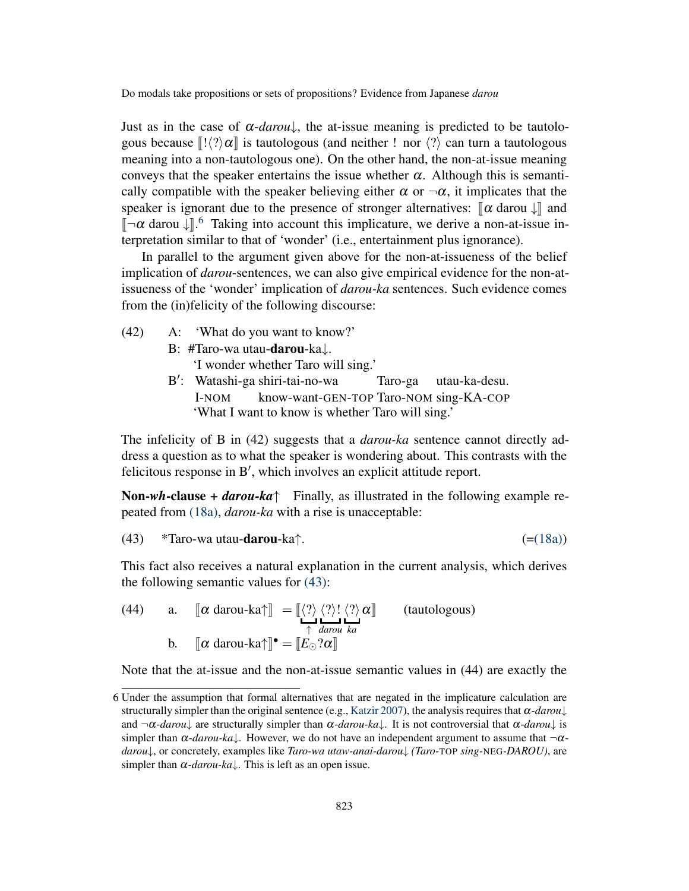Just as in the case of $\alpha$-*darou*↓, the at-issue meaning is predicted to be tautologous because $[\![!\langle?\rangle\alpha]\!]$ is tautologous (and neither ! nor $\langle?\rangle$ can turn a tautologous meaning into a non-tautologous one). On the other hand, the non-at-issue meaning conveys that the speaker entertains the issue whether $\alpha$. Although this is semantically compatible with the speaker believing either $\alpha$ or $\neg\alpha$, it implicates that the speaker is ignorant due to the presence of stronger alternatives: $[\![\alpha \text{ darou} \downarrow]\!]$ and $[\![\neg\alpha \text{ darou} \downarrow]\!]$.[6] Taking into account this implicature, we derive a non-at-issue interpretation similar to that of 'wonder' (i.e., entertainment plus ignorance).

In parallel to the argument given above for the non-at-issueness of the belief implication of *darou*-sentences, we can also give empirical evidence for the non-at-issueness of the 'wonder' implication of *darou-ka* sentences. Such evidence comes from the (in)felicity of the following discourse:

(42) A: 'What do you want to know?'
 B: #Taro-wa utau-**darou**-ka↓.
  'I wonder whether Taro will sing.'
 B′: Watashi-ga shiri-tai-no-wa Taro-ga utau-ka-desu.
  I-NOM know-want-GEN-TOP Taro-NOM sing-KA-COP
  'What I want to know is whether Taro will sing.'

The infelicity of B in (42) suggests that a *darou-ka* sentence cannot directly address a question as to what the speaker is wondering about. This contrasts with the felicitous response in B′, which involves an explicit attitude report.

**Non-*wh*-clause + *darou-ka*↑** Finally, as illustrated in the following example repeated from (18a), *darou-ka* with a rise is unacceptable:

(43) *Taro-wa utau-**darou**-ka↑. (=(18a))

This fact also receives a natural explanation in the current analysis, which derives the following semantic values for (43):

(44) a. $[\![\alpha \text{ darou-ka}\uparrow]\!] = [\![\underbrace{\langle?\rangle}_{\uparrow}\,\underbrace{\langle?\rangle!}_{darou}\,\underbrace{\langle?\rangle}_{ka}\,\alpha]\!]$ (tautologous)
 b. $[\![\alpha \text{ darou-ka}\uparrow]\!]^{\bullet} = [\![E_{\odot}?\alpha]\!]$

Note that the at-issue and the non-at-issue semantic values in (44) are exactly the

---

6 Under the assumption that formal alternatives that are negated in the implicature calculation are structurally simpler than the original sentence (e.g., Katzir 2007), the analysis requires that $\alpha$-*darou*↓ and $\neg\alpha$-*darou*↓ are structurally simpler than $\alpha$-*darou-ka*↓. It is not controversial that $\alpha$-*darou*↓ is simpler than $\alpha$-*darou-ka*↓. However, we do not have an independent argument to assume that $\neg\alpha$-*darou*↓, or concretely, examples like *Taro-wa utaw-anai-darou*↓ *(Taro-*TOP *sing-*NEG*-DAROU)*, are simpler than $\alpha$-*darou-ka*↓. This is left as an open issue.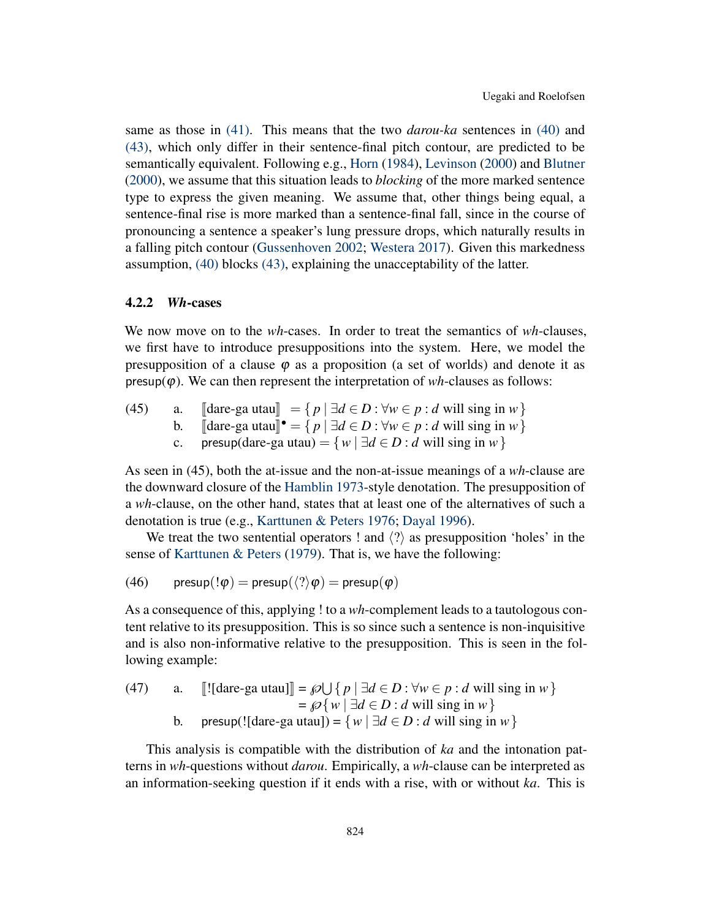same as those in (41). This means that the two *darou-ka* sentences in (40) and (43), which only differ in their sentence-final pitch contour, are predicted to be semantically equivalent. Following e.g., Horn (1984), Levinson (2000) and Blutner (2000), we assume that this situation leads to *blocking* of the more marked sentence type to express the given meaning. We assume that, other things being equal, a sentence-final rise is more marked than a sentence-final fall, since in the course of pronouncing a sentence a speaker's lung pressure drops, which naturally results in a falling pitch contour (Gussenhoven 2002; Westera 2017). Given this markedness assumption, (40) blocks (43), explaining the unacceptability of the latter.

### 4.2.2 *Wh*-cases

We now move on to the *wh*-cases. In order to treat the semantics of *wh*-clauses, we first have to introduce presuppositions into the system. Here, we model the presupposition of a clause $\varphi$ as a proposition (a set of worlds) and denote it as $\mathsf{presup}(\varphi)$. We can then represent the interpretation of *wh*-clauses as follows:

(45)
a. $[\![\text{dare-ga utau}]\!] = \{\, p \mid \exists d \in D : \forall w \in p : d \text{ will sing in } w \,\}$
b. $[\![\text{dare-ga utau}]\!]^{\bullet} = \{\, p \mid \exists d \in D : \forall w \in p : d \text{ will sing in } w \,\}$
c. $\mathsf{presup}(\text{dare-ga utau}) = \{\, w \mid \exists d \in D : d \text{ will sing in } w \,\}$

As seen in (45), both the at-issue and the non-at-issue meanings of a *wh*-clause are the downward closure of the Hamblin 1973-style denotation. The presupposition of a *wh*-clause, on the other hand, states that at least one of the alternatives of such a denotation is true (e.g., Karttunen & Peters 1976; Dayal 1996).

We treat the two sentential operators ! and $\langle ? \rangle$ as presupposition 'holes' in the sense of Karttunen & Peters (1979). That is, we have the following:

(46) $\mathsf{presup}(!\varphi) = \mathsf{presup}(\langle ? \rangle \varphi) = \mathsf{presup}(\varphi)$

As a consequence of this, applying ! to a *wh*-complement leads to a tautologous content relative to its presupposition. This is so since such a sentence is non-inquisitive and is also non-informative relative to the presupposition. This is seen in the following example:

(47)
a. $[\![![\text{dare-ga utau}]]\!] = \wp \bigcup \{\, p \mid \exists d \in D : \forall w \in p : d \text{ will sing in } w \,\}$
$\qquad = \wp \{\, w \mid \exists d \in D : d \text{ will sing in } w \,\}$
b. $\mathsf{presup}(![\text{dare-ga utau}]) = \{\, w \mid \exists d \in D : d \text{ will sing in } w \,\}$

This analysis is compatible with the distribution of *ka* and the intonation patterns in *wh*-questions without *darou*. Empirically, a *wh*-clause can be interpreted as an information-seeking question if it ends with a rise, with or without *ka*. This is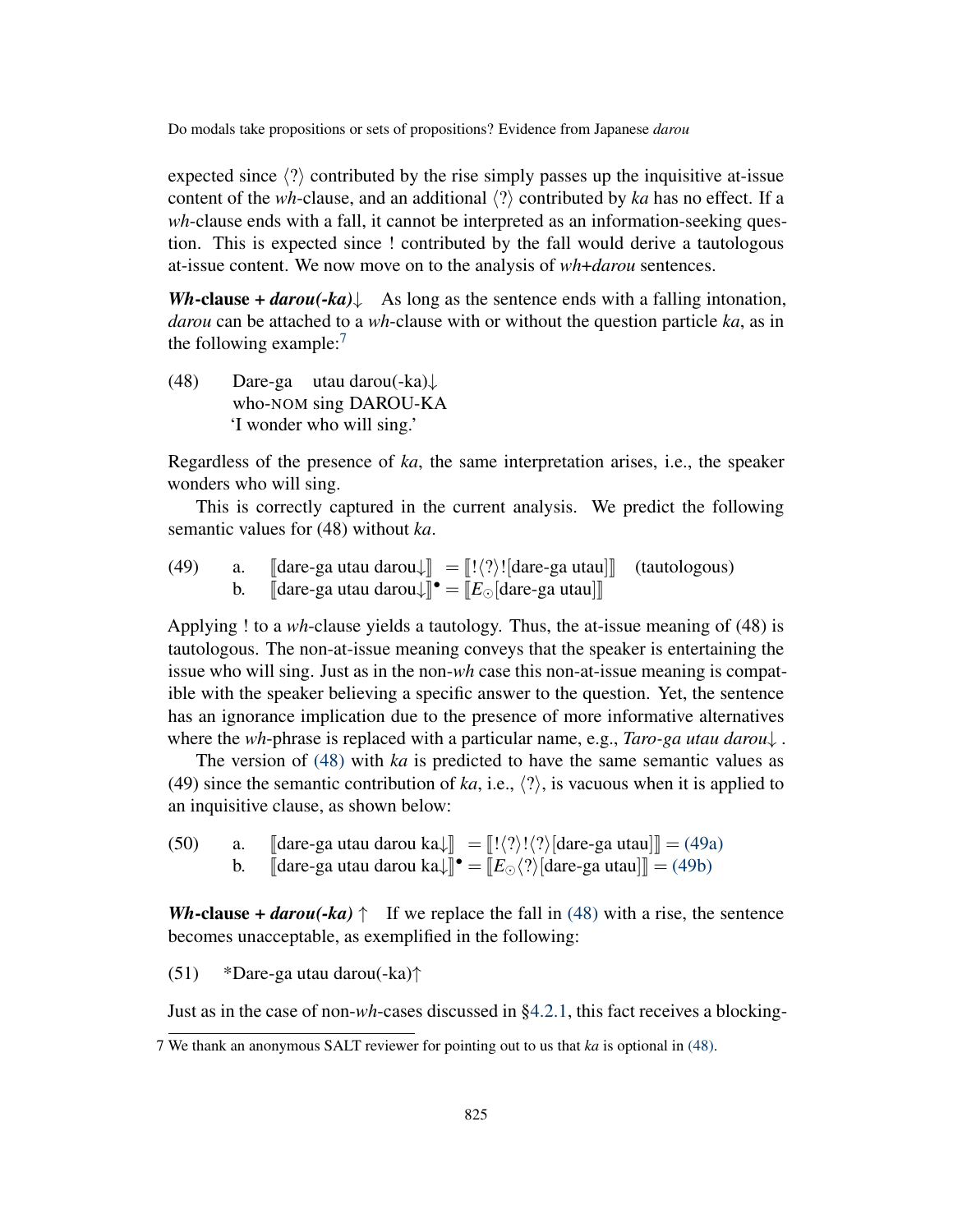expected since ⟨?⟩ contributed by the rise simply passes up the inquisitive at-issue content of the *wh*-clause, and an additional ⟨?⟩ contributed by *ka* has no effect. If a *wh*-clause ends with a fall, it cannot be interpreted as an information-seeking question. This is expected since ! contributed by the fall would derive a tautologous at-issue content. We now move on to the analysis of *wh*+*darou* sentences.

***Wh*-clause + *darou(-ka)*↓** As long as the sentence ends with a falling intonation, *darou* can be attached to a *wh*-clause with or without the question particle *ka*, as in the following example:[7]

(48) Dare-ga utau darou(-ka)↓
who-NOM sing DAROU-KA
'I wonder who will sing.'

Regardless of the presence of *ka*, the same interpretation arises, i.e., the speaker wonders who will sing.

This is correctly captured in the current analysis. We predict the following semantic values for (48) without *ka*.

(49) a. ⟦dare-ga utau darou↓⟧ = ⟦!⟨?⟩![dare-ga utau]⟧ (tautologous)
b. $⟦$dare-ga utau darou↓$⟧^{\bullet}$ = ⟦$E_{\odot}$[dare-ga utau]⟧

Applying ! to a *wh*-clause yields a tautology. Thus, the at-issue meaning of (48) is tautologous. The non-at-issue meaning conveys that the speaker is entertaining the issue who will sing. Just as in the non-*wh* case this non-at-issue meaning is compatible with the speaker believing a specific answer to the question. Yet, the sentence has an ignorance implication due to the presence of more informative alternatives where the *wh*-phrase is replaced with a particular name, e.g., *Taro-ga utau darou*↓ .

The version of (48) with *ka* is predicted to have the same semantic values as (49) since the semantic contribution of *ka*, i.e., ⟨?⟩, is vacuous when it is applied to an inquisitive clause, as shown below:

(50) a. ⟦dare-ga utau darou ka↓⟧ = ⟦!⟨?⟩!⟨?⟩[dare-ga utau]⟧ = (49a)
b. $⟦$dare-ga utau darou ka↓$⟧^{\bullet}$ = ⟦$E_{\odot}$⟨?⟩[dare-ga utau]⟧ = (49b)

***Wh*-clause + *darou(-ka)*↑** If we replace the fall in (48) with a rise, the sentence becomes unacceptable, as exemplified in the following:

(51) *Dare-ga utau darou(-ka)↑

Just as in the case of non-*wh*-cases discussed in §4.2.1, this fact receives a blocking-

7 We thank an anonymous SALT reviewer for pointing out to us that *ka* is optional in (48).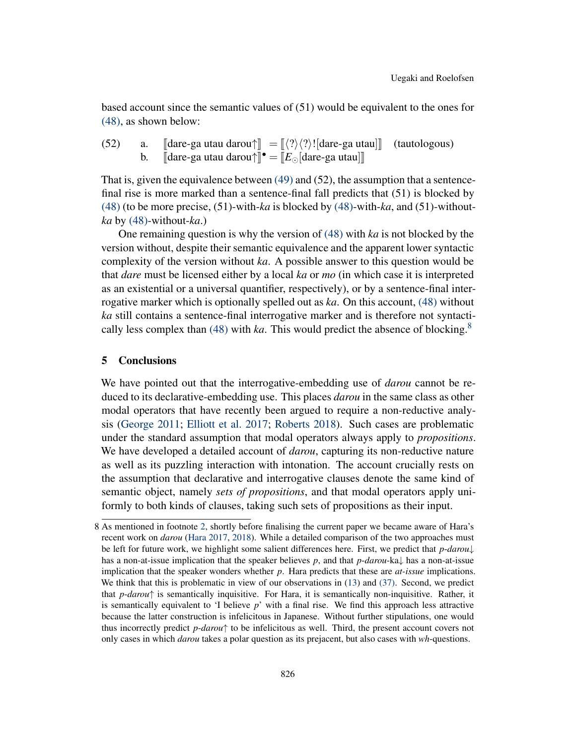based account since the semantic values of (51) would be equivalent to the ones for (48), as shown below:

(52) a. $[\![\text{dare-ga utau darou}\uparrow]\!] = [\![\langle ?\rangle\langle ?\rangle![\text{dare-ga utau}]]\!]$ (tautologous)
  b. $[\![\text{dare-ga utau darou}\uparrow]\!]^{\bullet} = [\![E_{\odot}[\text{dare-ga utau}]]\!]$

That is, given the equivalence between (49) and (52), the assumption that a sentence-final rise is more marked than a sentence-final fall predicts that (51) is blocked by (48) (to be more precise, (51)-with-*ka* is blocked by (48)-with-*ka*, and (51)-without-*ka* by (48)-without-*ka*.)

One remaining question is why the version of (48) with *ka* is not blocked by the version without, despite their semantic equivalence and the apparent lower syntactic complexity of the version without *ka*. A possible answer to this question would be that *dare* must be licensed either by a local *ka* or *mo* (in which case it is interpreted as an existential or a universal quantifier, respectively), or by a sentence-final interrogative marker which is optionally spelled out as *ka*. On this account, (48) without *ka* still contains a sentence-final interrogative marker and is therefore not syntactically less complex than (48) with *ka*. This would predict the absence of blocking.[8]

## 5 Conclusions

We have pointed out that the interrogative-embedding use of *darou* cannot be reduced to its declarative-embedding use. This places *darou* in the same class as other modal operators that have recently been argued to require a non-reductive analysis (George 2011; Elliott et al. 2017; Roberts 2018). Such cases are problematic under the standard assumption that modal operators always apply to *propositions*. We have developed a detailed account of *darou*, capturing its non-reductive nature as well as its puzzling interaction with intonation. The account crucially rests on the assumption that declarative and interrogative clauses denote the same kind of semantic object, namely *sets of propositions*, and that modal operators apply uniformly to both kinds of clauses, taking such sets of propositions as their input.

8 As mentioned in footnote 2, shortly before finalising the current paper we became aware of Hara's recent work on *darou* (Hara 2017, 2018). While a detailed comparison of the two approaches must be left for future work, we highlight some salient differences here. First, we predict that *p-darou*↓ has a non-at-issue implication that the speaker believes *p*, and that *p-darou*-ka↓ has a non-at-issue implication that the speaker wonders whether *p*. Hara predicts that these are *at-issue* implications. We think that this is problematic in view of our observations in (13) and (37). Second, we predict that *p-darou*↑ is semantically inquisitive. For Hara, it is semantically non-inquisitive. Rather, it is semantically equivalent to 'I believe *p*' with a final rise. We find this approach less attractive because the latter construction is infelicitous in Japanese. Without further stipulations, one would thus incorrectly predict *p-darou*↑ to be infelicitous as well. Third, the present account covers not only cases in which *darou* takes a polar question as its prejacent, but also cases with *wh*-questions.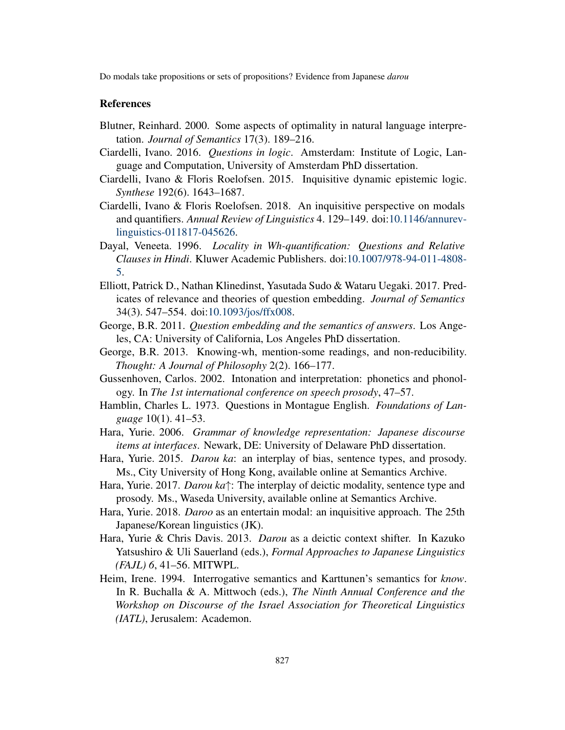## References

Blutner, Reinhard. 2000. Some aspects of optimality in natural language interpretation. *Journal of Semantics* 17(3). 189–216.

Ciardelli, Ivano. 2016. *Questions in logic*. Amsterdam: Institute of Logic, Language and Computation, University of Amsterdam PhD dissertation.

Ciardelli, Ivano & Floris Roelofsen. 2015. Inquisitive dynamic epistemic logic. *Synthese* 192(6). 1643–1687.

Ciardelli, Ivano & Floris Roelofsen. 2018. An inquisitive perspective on modals and quantifiers. *Annual Review of Linguistics* 4. 129–149. doi:10.1146/annurev-linguistics-011817-045626.

Dayal, Veneeta. 1996. *Locality in Wh-quantification: Questions and Relative Clauses in Hindi*. Kluwer Academic Publishers. doi:10.1007/978-94-011-4808-5.

Elliott, Patrick D., Nathan Klinedinst, Yasutada Sudo & Wataru Uegaki. 2017. Predicates of relevance and theories of question embedding. *Journal of Semantics* 34(3). 547–554. doi:10.1093/jos/ffx008.

George, B.R. 2011. *Question embedding and the semantics of answers*. Los Angeles, CA: University of California, Los Angeles PhD dissertation.

George, B.R. 2013. Knowing-wh, mention-some readings, and non-reducibility. *Thought: A Journal of Philosophy* 2(2). 166–177.

Gussenhoven, Carlos. 2002. Intonation and interpretation: phonetics and phonology. In *The 1st international conference on speech prosody*, 47–57.

Hamblin, Charles L. 1973. Questions in Montague English. *Foundations of Language* 10(1). 41–53.

Hara, Yurie. 2006. *Grammar of knowledge representation: Japanese discourse items at interfaces*. Newark, DE: University of Delaware PhD dissertation.

Hara, Yurie. 2015. *Darou ka*: an interplay of bias, sentence types, and prosody. Ms., City University of Hong Kong, available online at Semantics Archive.

Hara, Yurie. 2017. *Darou ka*↑: The interplay of deictic modality, sentence type and prosody. Ms., Waseda University, available online at Semantics Archive.

Hara, Yurie. 2018. *Daroo* as an entertain modal: an inquisitive approach. The 25th Japanese/Korean linguistics (JK).

Hara, Yurie & Chris Davis. 2013. *Darou* as a deictic context shifter. In Kazuko Yatsushiro & Uli Sauerland (eds.), *Formal Approaches to Japanese Linguistics (FAJL) 6*, 41–56. MITWPL.

Heim, Irene. 1994. Interrogative semantics and Karttunen's semantics for *know*. In R. Buchalla & A. Mittwoch (eds.), *The Ninth Annual Conference and the Workshop on Discourse of the Israel Association for Theoretical Linguistics (IATL)*, Jerusalem: Academon.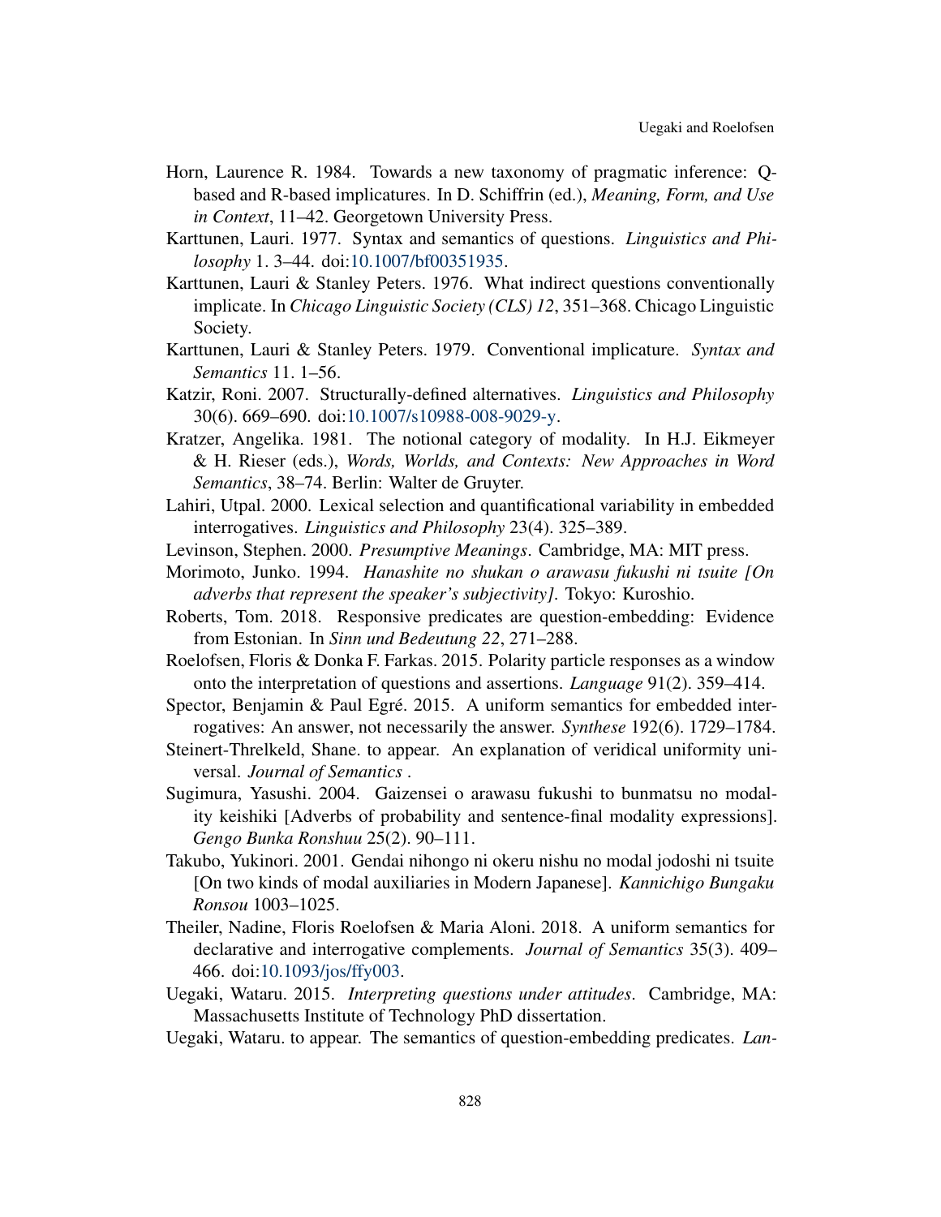Horn, Laurence R. 1984. Towards a new taxonomy of pragmatic inference: Q-based and R-based implicatures. In D. Schiffrin (ed.), *Meaning, Form, and Use in Context*, 11–42. Georgetown University Press.

Karttunen, Lauri. 1977. Syntax and semantics of questions. *Linguistics and Philosophy* 1. 3–44. doi:10.1007/bf00351935.

Karttunen, Lauri & Stanley Peters. 1976. What indirect questions conventionally implicate. In *Chicago Linguistic Society (CLS) 12*, 351–368. Chicago Linguistic Society.

Karttunen, Lauri & Stanley Peters. 1979. Conventional implicature. *Syntax and Semantics* 11. 1–56.

Katzir, Roni. 2007. Structurally-defined alternatives. *Linguistics and Philosophy* 30(6). 669–690. doi:10.1007/s10988-008-9029-y.

Kratzer, Angelika. 1981. The notional category of modality. In H.J. Eikmeyer & H. Rieser (eds.), *Words, Worlds, and Contexts: New Approaches in Word Semantics*, 38–74. Berlin: Walter de Gruyter.

Lahiri, Utpal. 2000. Lexical selection and quantificational variability in embedded interrogatives. *Linguistics and Philosophy* 23(4). 325–389.

Levinson, Stephen. 2000. *Presumptive Meanings*. Cambridge, MA: MIT press.

Morimoto, Junko. 1994. *Hanashite no shukan o arawasu fukushi ni tsuite [On adverbs that represent the speaker's subjectivity]*. Tokyo: Kuroshio.

Roberts, Tom. 2018. Responsive predicates are question-embedding: Evidence from Estonian. In *Sinn und Bedeutung 22*, 271–288.

Roelofsen, Floris & Donka F. Farkas. 2015. Polarity particle responses as a window onto the interpretation of questions and assertions. *Language* 91(2). 359–414.

Spector, Benjamin & Paul Egré. 2015. A uniform semantics for embedded interrogatives: An answer, not necessarily the answer. *Synthese* 192(6). 1729–1784.

Steinert-Threlkeld, Shane. to appear. An explanation of veridical uniformity universal. *Journal of Semantics* .

Sugimura, Yasushi. 2004. Gaizensei o arawasu fukushi to bunmatsu no modality keishiki [Adverbs of probability and sentence-final modality expressions]. *Gengo Bunka Ronshuu* 25(2). 90–111.

Takubo, Yukinori. 2001. Gendai nihongo ni okeru nishu no modal jodoshi ni tsuite [On two kinds of modal auxiliaries in Modern Japanese]. *Kannichigo Bungaku Ronsou* 1003–1025.

Theiler, Nadine, Floris Roelofsen & Maria Aloni. 2018. A uniform semantics for declarative and interrogative complements. *Journal of Semantics* 35(3). 409–466. doi:10.1093/jos/ffy003.

Uegaki, Wataru. 2015. *Interpreting questions under attitudes*. Cambridge, MA: Massachusetts Institute of Technology PhD dissertation.

Uegaki, Wataru. to appear. The semantics of question-embedding predicates. *Lan-*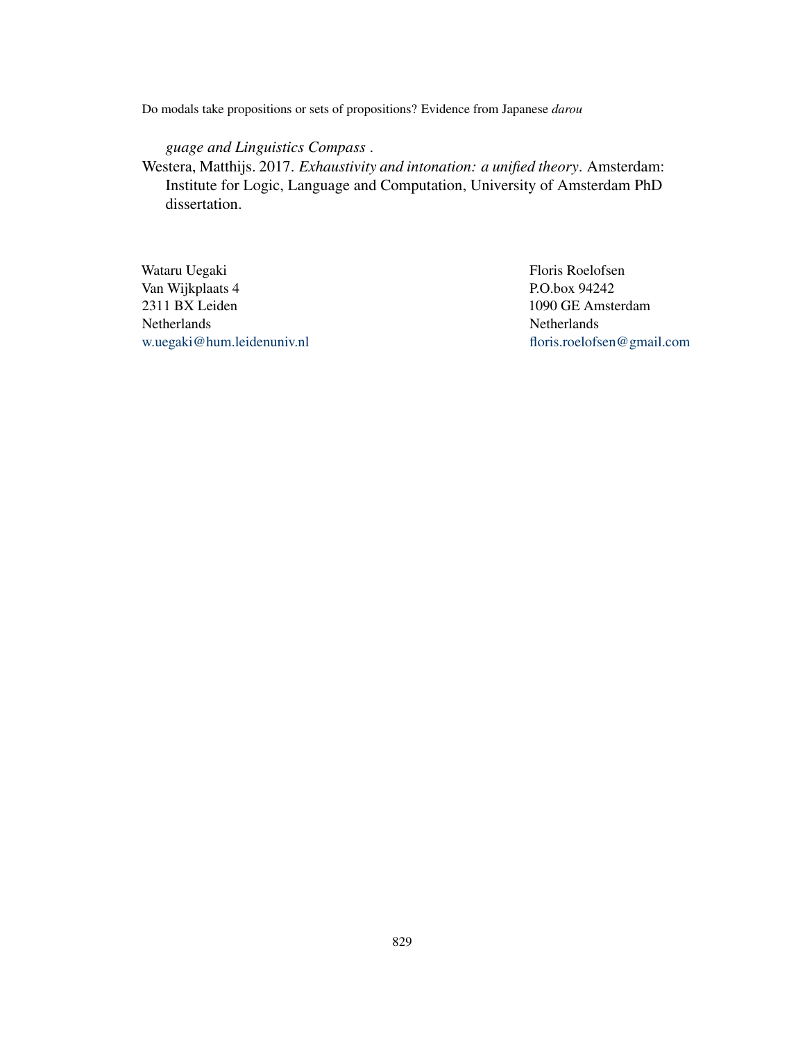*guage and Linguistics Compass* .

Westera, Matthijs. 2017. *Exhaustivity and intonation: a unified theory*. Amsterdam: Institute for Logic, Language and Computation, University of Amsterdam PhD dissertation.

Wataru Uegaki
Van Wijkplaats 4
2311 BX Leiden
Netherlands
w.uegaki@hum.leidenuniv.nl

Floris Roelofsen
P.O.box 94242
1090 GE Amsterdam
Netherlands
floris.roelofsen@gmail.com